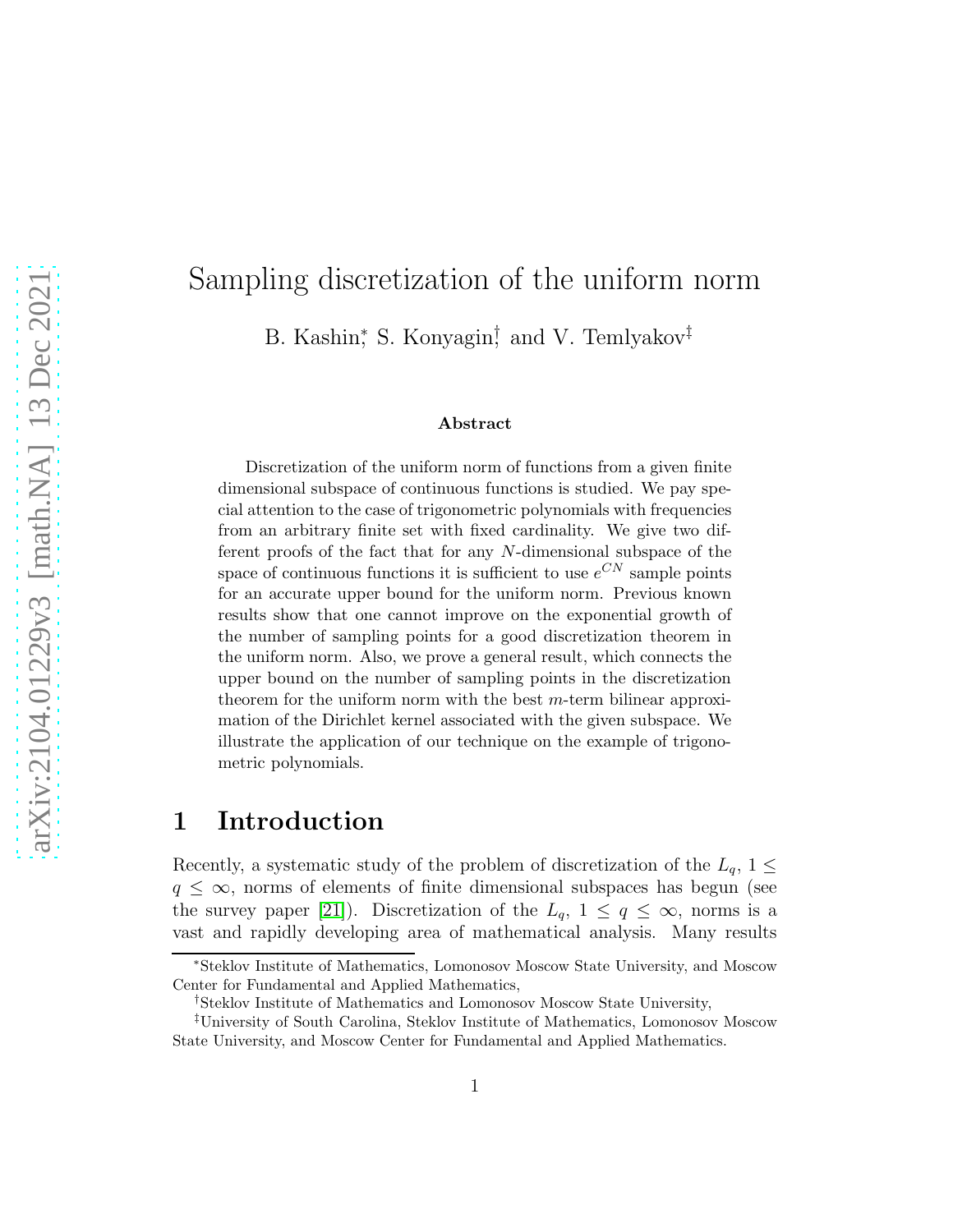# Sampling discretization of the uniform norm

B. Kashin[*], S. Konyagin[†], and V. Temlyakov[‡]

### Abstract

Discretization of the uniform norm of functions from a given finite dimensional subspace of continuous functions is studied. We pay special attention to the case of trigonometric polynomials with frequencies from an arbitrary finite set with fixed cardinality. We give two different proofs of the fact that for any $N$-dimensional subspace of the space of continuous functions it is sufficient to use $e^{CN}$ sample points for an accurate upper bound for the uniform norm. Previous known results show that one cannot improve on the exponential growth of the number of sampling points for a good discretization theorem in the uniform norm. Also, we prove a general result, which connects the upper bound on the number of sampling points in the discretization theorem for the uniform norm with the best $m$-term bilinear approximation of the Dirichlet kernel associated with the given subspace. We illustrate the application of our technique on the example of trigonometric polynomials.

## 1 Introduction

Recently, a systematic study of the problem of discretization of the $L_q$, $1 \le q \le \infty$, norms of elements of finite dimensional subspaces has begun (see the survey paper [21]). Discretization of the $L_q$, $1 \le q \le \infty$, norms is a vast and rapidly developing area of mathematical analysis. Many results

---

[*]Steklov Institute of Mathematics, Lomonosov Moscow State University, and Moscow Center for Fundamental and Applied Mathematics,

[†]Steklov Institute of Mathematics and Lomonosov Moscow State University,

[‡]University of South Carolina, Steklov Institute of Mathematics, Lomonosov Moscow State University, and Moscow Center for Fundamental and Applied Mathematics.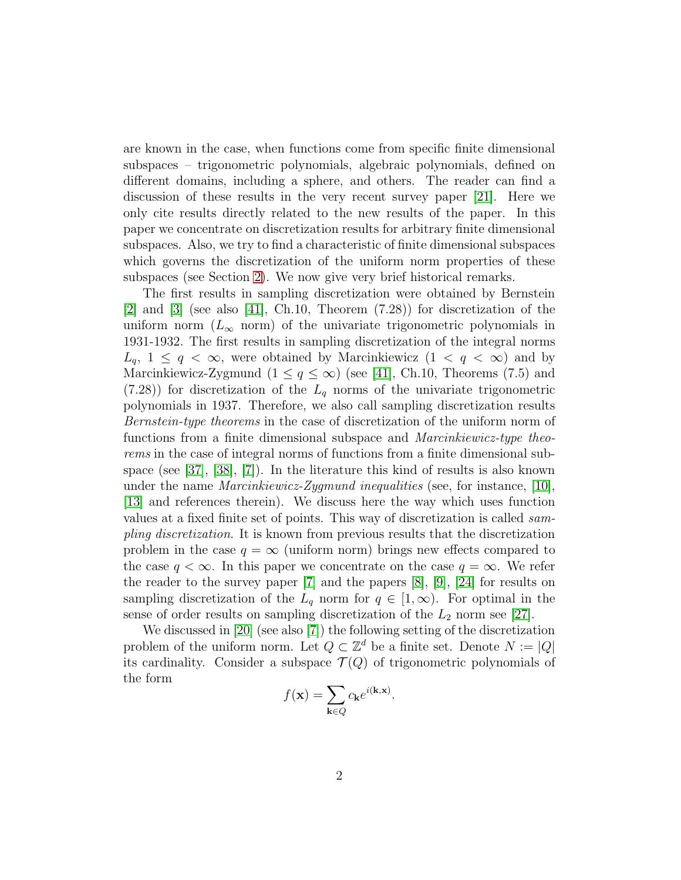are known in the case, when functions come from specific finite dimensional subspaces – trigonometric polynomials, algebraic polynomials, defined on different domains, including a sphere, and others. The reader can find a discussion of these results in the very recent survey paper [21]. Here we only cite results directly related to the new results of the paper. In this paper we concentrate on discretization results for arbitrary finite dimensional subspaces. Also, we try to find a characteristic of finite dimensional subspaces which governs the discretization of the uniform norm properties of these subspaces (see Section 2). We now give very brief historical remarks.

The first results in sampling discretization were obtained by Bernstein [2] and [3] (see also [41], Ch.10, Theorem (7.28)) for discretization of the uniform norm ($L_\infty$ norm) of the univariate trigonometric polynomials in 1931-1932. The first results in sampling discretization of the integral norms $L_q$, $1 \le q < \infty$, were obtained by Marcinkiewicz ($1 < q < \infty$) and by Marcinkiewicz-Zygmund ($1 \le q \le \infty$) (see [41], Ch.10, Theorems (7.5) and (7.28)) for discretization of the $L_q$ norms of the univariate trigonometric polynomials in 1937. Therefore, we also call sampling discretization results *Bernstein-type theorems* in the case of discretization of the uniform norm of functions from a finite dimensional subspace and *Marcinkiewicz-type theorems* in the case of integral norms of functions from a finite dimensional subspace (see [37], [38], [7]). In the literature this kind of results is also known under the name *Marcinkiewicz-Zygmund inequalities* (see, for instance, [10], [13] and references therein). We discuss here the way which uses function values at a fixed finite set of points. This way of discretization is called *sampling discretization*. It is known from previous results that the discretization problem in the case $q = \infty$ (uniform norm) brings new effects compared to the case $q < \infty$. In this paper we concentrate on the case $q = \infty$. We refer the reader to the survey paper [7] and the papers [8], [9], [24] for results on sampling discretization of the $L_q$ norm for $q \in [1, \infty)$. For optimal in the sense of order results on sampling discretization of the $L_2$ norm see [27].

We discussed in [20] (see also [7]) the following setting of the discretization problem of the uniform norm. Let $Q \subset \mathbb{Z}^d$ be a finite set. Denote $N := |Q|$ its cardinality. Consider a subspace $\mathcal{T}(Q)$ of trigonometric polynomials of the form

$$f(\mathbf{x}) = \sum_{\mathbf{k} \in Q} c_{\mathbf{k}} e^{i(\mathbf{k},\mathbf{x})}.$$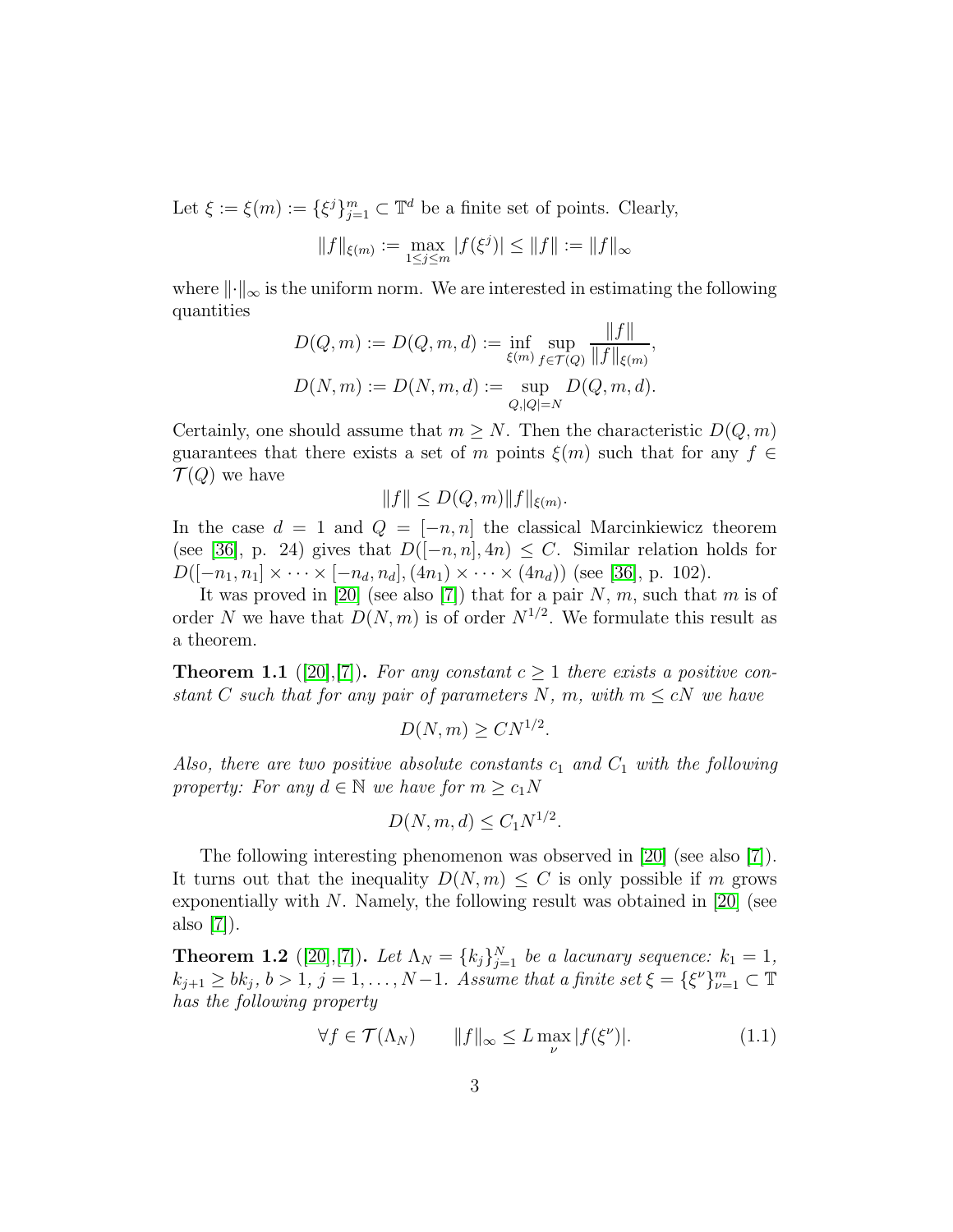Let $\xi := \xi(m) := \{\xi^j\}_{j=1}^m \subset \mathbb{T}^d$ be a finite set of points. Clearly,

$$\|f\|_{\xi(m)} := \max_{1\le j\le m} |f(\xi^j)| \le \|f\| := \|f\|_\infty$$

where $\|\cdot\|_\infty$ is the uniform norm. We are interested in estimating the following quantities

$$D(Q,m) := D(Q,m,d) := \inf_{\xi(m)} \sup_{f\in\mathcal{T}(Q)} \frac{\|f\|}{\|f\|_{\xi(m)}},$$
$$D(N,m) := D(N,m,d) := \sup_{Q,|Q|=N} D(Q,m,d).$$

Certainly, one should assume that $m \ge N$. Then the characteristic $D(Q,m)$ guarantees that there exists a set of $m$ points $\xi(m)$ such that for any $f \in \mathcal{T}(Q)$ we have

$$\|f\| \le D(Q,m)\|f\|_{\xi(m)}.$$

In the case $d = 1$ and $Q = [-n,n]$ the classical Marcinkiewicz theorem (see [36], p. 24) gives that $D([-n,n],4n) \le C$. Similar relation holds for $D([-n_1,n_1]\times\cdots\times[-n_d,n_d],(4n_1)\times\cdots\times(4n_d))$ (see [36], p. 102).

It was proved in [20] (see also [7]) that for a pair $N$, $m$, such that $m$ is of order $N$ we have that $D(N,m)$ is of order $N^{1/2}$. We formulate this result as a theorem.

**Theorem 1.1** ([20],[7]). *For any constant $c \ge 1$ there exists a positive constant $C$ such that for any pair of parameters $N$, $m$, with $m \le cN$ we have*

$$D(N,m) \ge CN^{1/2}.$$

*Also, there are two positive absolute constants $c_1$ and $C_1$ with the following property: For any $d \in \mathbb{N}$ we have for $m \ge c_1 N$*

$$D(N,m,d) \le C_1 N^{1/2}.$$

The following interesting phenomenon was observed in [20] (see also [7]). It turns out that the inequality $D(N,m) \le C$ is only possible if $m$ grows exponentially with $N$. Namely, the following result was obtained in [20] (see also [7]).

**Theorem 1.2** ([20],[7]). *Let $\Lambda_N = \{k_j\}_{j=1}^N$ be a lacunary sequence: $k_1 = 1$, $k_{j+1} \ge bk_j$, $b > 1$, $j = 1,\dots,N-1$. Assume that a finite set $\xi = \{\xi^\nu\}_{\nu=1}^m \subset \mathbb{T}$ has the following property*

$$\forall f \in \mathcal{T}(\Lambda_N) \qquad \|f\|_\infty \le L \max_\nu |f(\xi^\nu)|. \tag{1.1}$$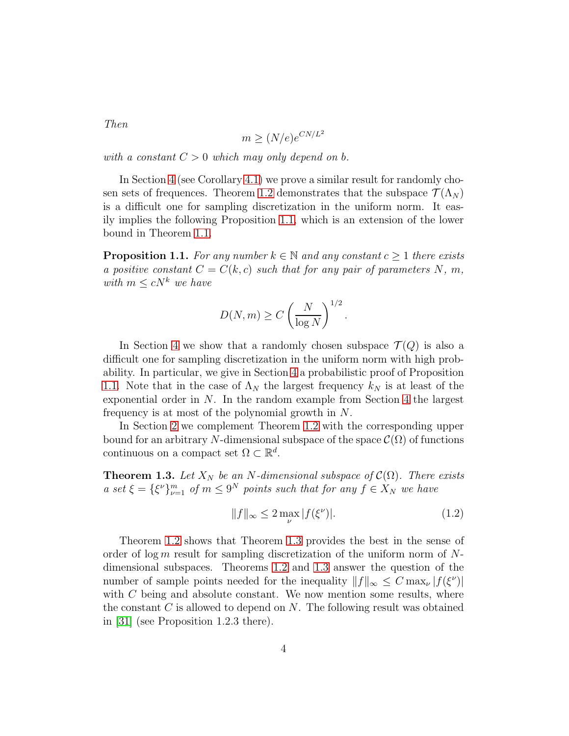*Then*

$$m \geq (N/e)e^{CN/L^2}$$

*with a constant $C > 0$ which may only depend on $b$.*

In Section 4 (see Corollary 4.1) we prove a similar result for randomly chosen sets of frequences. Theorem 1.2 demonstrates that the subspace $\mathcal{T}(\Lambda_N)$ is a difficult one for sampling discretization in the uniform norm. It easily implies the following Proposition 1.1, which is an extension of the lower bound in Theorem 1.1.

**Proposition 1.1.** *For any number $k \in \mathbb{N}$ and any constant $c \geq 1$ there exists a positive constant $C = C(k, c)$ such that for any pair of parameters $N$, $m$, with $m \leq cN^k$ we have*

$$D(N, m) \geq C \left( \frac{N}{\log N} \right)^{1/2}.$$

In Section 4 we show that a randomly chosen subspace $\mathcal{T}(Q)$ is also a difficult one for sampling discretization in the uniform norm with high probability. In particular, we give in Section 4 a probabilistic proof of Proposition 1.1. Note that in the case of $\Lambda_N$ the largest frequency $k_N$ is at least of the exponential order in $N$. In the random example from Section 4 the largest frequency is at most of the polynomial growth in $N$.

In Section 2 we complement Theorem 1.2 with the corresponding upper bound for an arbitrary $N$-dimensional subspace of the space $\mathcal{C}(\Omega)$ of functions continuous on a compact set $\Omega \subset \mathbb{R}^d$.

**Theorem 1.3.** *Let $X_N$ be an $N$-dimensional subspace of $\mathcal{C}(\Omega)$. There exists a set $\xi = \{\xi^\nu\}_{\nu=1}^m$ of $m \leq 9^N$ points such that for any $f \in X_N$ we have*

$$\|f\|_\infty \leq 2 \max_\nu |f(\xi^\nu)|. \tag{1.2}$$

Theorem 1.2 shows that Theorem 1.3 provides the best in the sense of order of $\log m$ result for sampling discretization of the uniform norm of $N$-dimensional subspaces. Theorems 1.2 and 1.3 answer the question of the number of sample points needed for the inequality $\|f\|_\infty \leq C \max_\nu |f(\xi^\nu)|$ with $C$ being and absolute constant. We now mention some results, where the constant $C$ is allowed to depend on $N$. The following result was obtained in [31] (see Proposition 1.2.3 there).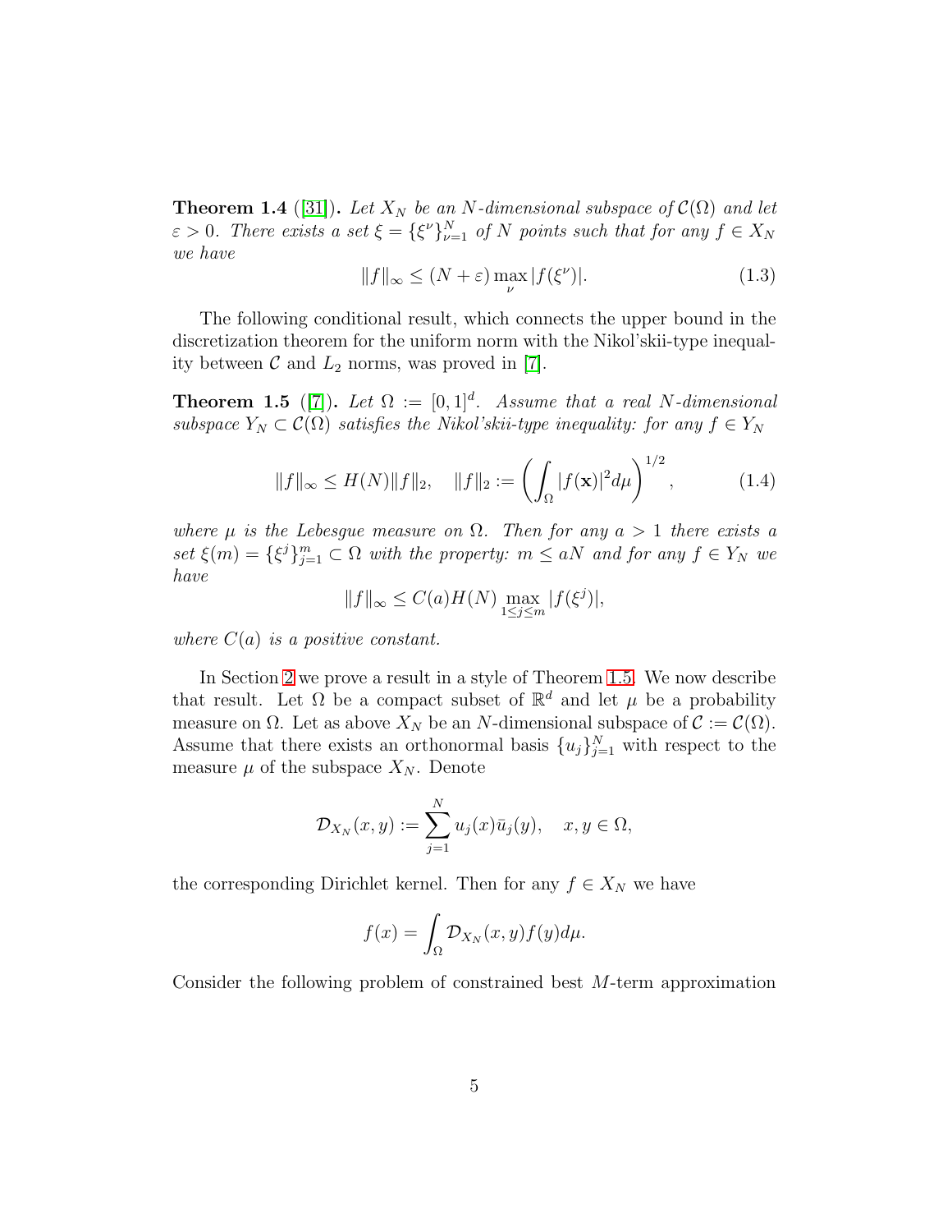**Theorem 1.4** ([31]). *Let $X_N$ be an $N$-dimensional subspace of $\mathcal{C}(\Omega)$ and let $\varepsilon > 0$. There exists a set $\xi = \{\xi^\nu\}_{\nu=1}^N$ of $N$ points such that for any $f \in X_N$ we have*

$$\|f\|_\infty \le (N+\varepsilon) \max_\nu |f(\xi^\nu)|. \tag{1.3}$$

The following conditional result, which connects the upper bound in the discretization theorem for the uniform norm with the Nikol'skii-type inequality between $\mathcal{C}$ and $L_2$ norms, was proved in [7].

**Theorem 1.5** ([7]). *Let $\Omega := [0,1]^d$. Assume that a real $N$-dimensional subspace $Y_N \subset \mathcal{C}(\Omega)$ satisfies the Nikol'skii-type inequality: for any $f \in Y_N$*

$$\|f\|_\infty \le H(N)\|f\|_2, \quad \|f\|_2 := \left(\int_\Omega |f(\mathbf{x})|^2 d\mu\right)^{1/2}, \tag{1.4}$$

*where $\mu$ is the Lebesgue measure on $\Omega$. Then for any $a > 1$ there exists a set $\xi(m) = \{\xi^j\}_{j=1}^m \subset \Omega$ with the property: $m \le aN$ and for any $f \in Y_N$ we have*

$$\|f\|_\infty \le C(a)H(N) \max_{1\le j\le m} |f(\xi^j)|,$$

*where $C(a)$ is a positive constant.*

In Section 2 we prove a result in a style of Theorem 1.5. We now describe that result. Let $\Omega$ be a compact subset of $\mathbb{R}^d$ and let $\mu$ be a probability measure on $\Omega$. Let as above $X_N$ be an $N$-dimensional subspace of $\mathcal{C} := \mathcal{C}(\Omega)$. Assume that there exists an orthonormal basis $\{u_j\}_{j=1}^N$ with respect to the measure $\mu$ of the subspace $X_N$. Denote

$$\mathcal{D}_{X_N}(x,y) := \sum_{j=1}^N u_j(x)\bar{u}_j(y), \quad x,y \in \Omega,$$

the corresponding Dirichlet kernel. Then for any $f \in X_N$ we have

$$f(x) = \int_\Omega \mathcal{D}_{X_N}(x,y) f(y) d\mu.$$

Consider the following problem of constrained best $M$-term approximation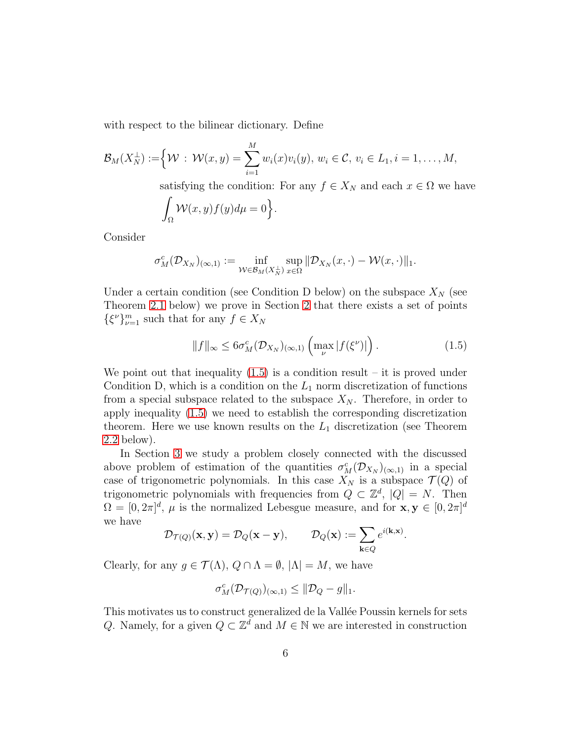with respect to the bilinear dictionary. Define

$$\mathcal{B}_M(X_N^\perp) := \Big\{ \mathcal{W} \,:\, \mathcal{W}(x,y) = \sum_{i=1}^{M} w_i(x) v_i(y),\ w_i \in \mathcal{C},\ v_i \in L_1, i = 1,\dots,M,$$

$$\text{satisfying the condition: For any } f \in X_N \text{ and each } x \in \Omega \text{ we have} \int_\Omega \mathcal{W}(x,y) f(y) d\mu = 0 \Big\}.$$

Consider

$$\sigma_M^c(\mathcal{D}_{X_N})_{(\infty,1)} := \inf_{\mathcal{W} \in \mathcal{B}_M(X_N^\perp)} \sup_{x \in \Omega} \|\mathcal{D}_{X_N}(x,\cdot) - \mathcal{W}(x,\cdot)\|_1.$$

Under a certain condition (see Condition D below) on the subspace $X_N$ (see Theorem 2.1 below) we prove in Section 2 that there exists a set of points $\{\xi^\nu\}_{\nu=1}^m$ such that for any $f \in X_N$

$$\|f\|_\infty \le 6\sigma_M^c(\mathcal{D}_{X_N})_{(\infty,1)} \left( \max_\nu |f(\xi^\nu)| \right). \tag{1.5}$$

We point out that inequality (1.5) is a condition result – it is proved under Condition D, which is a condition on the $L_1$ norm discretization of functions from a special subspace related to the subspace $X_N$. Therefore, in order to apply inequality (1.5) we need to establish the corresponding discretization theorem. Here we use known results on the $L_1$ discretization (see Theorem 2.2 below).

In Section 3 we study a problem closely connected with the discussed above problem of estimation of the quantities $\sigma_M^c(\mathcal{D}_{X_N})_{(\infty,1)}$ in a special case of trigonometric polynomials. In this case $X_N$ is a subspace $\mathcal{T}(Q)$ of trigonometric polynomials with frequencies from $Q \subset \mathbb{Z}^d$, $|Q| = N$. Then $\Omega = [0,2\pi]^d$, $\mu$ is the normalized Lebesgue measure, and for $\mathbf{x},\mathbf{y} \in [0,2\pi]^d$ we have

$$\mathcal{D}_{\mathcal{T}(Q)}(\mathbf{x},\mathbf{y}) = \mathcal{D}_Q(\mathbf{x}-\mathbf{y}), \qquad \mathcal{D}_Q(\mathbf{x}) := \sum_{\mathbf{k} \in Q} e^{i(\mathbf{k},\mathbf{x})}.$$

Clearly, for any $g \in \mathcal{T}(\Lambda)$, $Q \cap \Lambda = \emptyset$, $|\Lambda| = M$, we have

$$\sigma_M^c(\mathcal{D}_{\mathcal{T}(Q)})_{(\infty,1)} \le \|\mathcal{D}_Q - g\|_1.$$

This motivates us to construct generalized de la Vallée Poussin kernels for sets $Q$. Namely, for a given $Q \subset \mathbb{Z}^d$ and $M \in \mathbb{N}$ we are interested in construction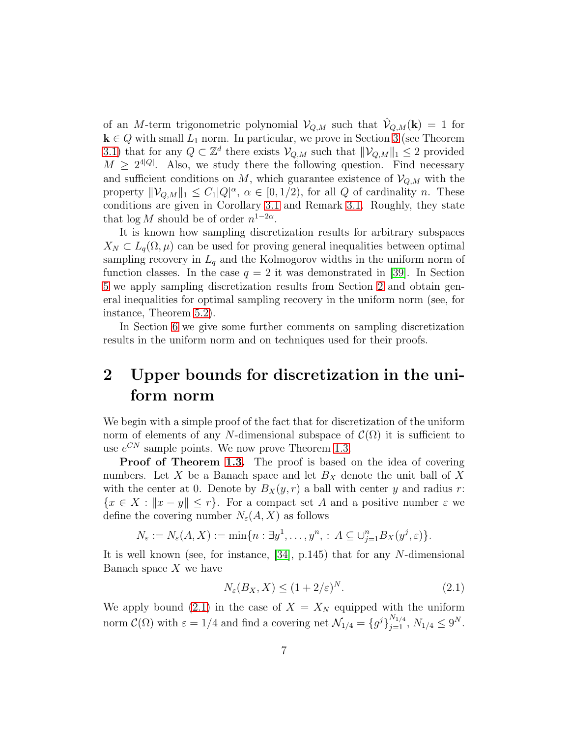of an $M$-term trigonometric polynomial $\mathcal{V}_{Q,M}$ such that $\hat{\mathcal{V}}_{Q,M}(\mathbf{k}) = 1$ for $\mathbf{k} \in Q$ with small $L_1$ norm. In particular, we prove in Section 3 (see Theorem 3.1) that for any $Q \subset \mathbb{Z}^d$ there exists $\mathcal{V}_{Q,M}$ such that $\|\mathcal{V}_{Q,M}\|_1 \le 2$ provided $M \ge 2^{4|Q|}$. Also, we study there the following question. Find necessary and sufficient conditions on $M$, which guarantee existence of $\mathcal{V}_{Q,M}$ with the property $\|\mathcal{V}_{Q,M}\|_1 \le C_1|Q|^\alpha$, $\alpha \in [0, 1/2)$, for all $Q$ of cardinality $n$. These conditions are given in Corollary 3.1 and Remark 3.1. Roughly, they state that $\log M$ should be of order $n^{1-2\alpha}$.

It is known how sampling discretization results for arbitrary subspaces $X_N \subset L_q(\Omega, \mu)$ can be used for proving general inequalities between optimal sampling recovery in $L_q$ and the Kolmogorov widths in the uniform norm of function classes. In the case $q = 2$ it was demonstrated in [39]. In Section 5 we apply sampling discretization results from Section 2 and obtain general inequalities for optimal sampling recovery in the uniform norm (see, for instance, Theorem 5.2).

In Section 6 we give some further comments on sampling discretization results in the uniform norm and on techniques used for their proofs.

## 2 Upper bounds for discretization in the uniform norm

We begin with a simple proof of the fact that for discretization of the uniform norm of elements of any $N$-dimensional subspace of $\mathcal{C}(\Omega)$ it is sufficient to use $e^{CN}$ sample points. We now prove Theorem 1.3.

**Proof of Theorem 1.3.** The proof is based on the idea of covering numbers. Let $X$ be a Banach space and let $B_X$ denote the unit ball of $X$ with the center at 0. Denote by $B_X(y, r)$ a ball with center $y$ and radius $r$: $\{x \in X : \|x - y\| \le r\}$. For a compact set $A$ and a positive number $\varepsilon$ we define the covering number $N_\varepsilon(A, X)$ as follows

$$N_\varepsilon := N_\varepsilon(A, X) := \min\{n : \exists y^1, \dots, y^n, : A \subseteq \cup_{j=1}^n B_X(y^j, \varepsilon)\}.$$

It is well known (see, for instance, [34], p.145) that for any $N$-dimensional Banach space $X$ we have

$$N_\varepsilon(B_X, X) \le (1 + 2/\varepsilon)^N. \tag{2.1}$$

We apply bound (2.1) in the case of $X = X_N$ equipped with the uniform norm $\mathcal{C}(\Omega)$ with $\varepsilon = 1/4$ and find a covering net $\mathcal{N}_{1/4} = \{g^j\}_{j=1}^{N_{1/4}}$, $N_{1/4} \le 9^N$.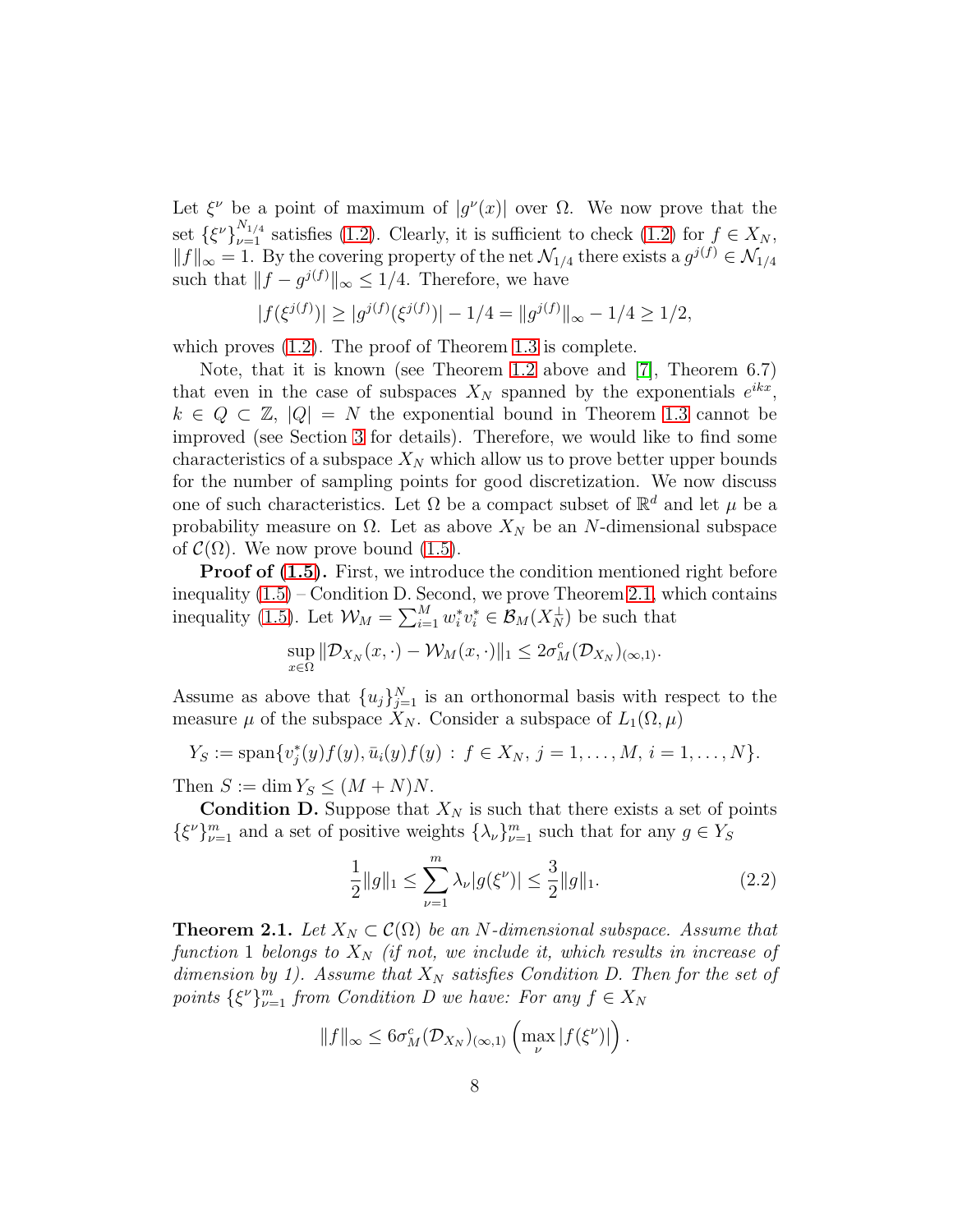Let $\xi^\nu$ be a point of maximum of $|g^\nu(x)|$ over $\Omega$. We now prove that the set $\{\xi^\nu\}_{\nu=1}^{N_{1/4}}$ satisfies (1.2). Clearly, it is sufficient to check (1.2) for $f \in X_N$, $\|f\|_\infty = 1$. By the covering property of the net $\mathcal{N}_{1/4}$ there exists a $g^{j(f)} \in \mathcal{N}_{1/4}$ such that $\|f - g^{j(f)}\|_\infty \le 1/4$. Therefore, we have

$$|f(\xi^{j(f)})| \ge |g^{j(f)}(\xi^{j(f)})| - 1/4 = \|g^{j(f)}\|_\infty - 1/4 \ge 1/2,$$

which proves (1.2). The proof of Theorem 1.3 is complete.

Note, that it is known (see Theorem 1.2 above and [7], Theorem 6.7) that even in the case of subspaces $X_N$ spanned by the exponentials $e^{ikx}$, $k \in Q \subset \mathbb{Z}$, $|Q| = N$ the exponential bound in Theorem 1.3 cannot be improved (see Section 3 for details). Therefore, we would like to find some characteristics of a subspace $X_N$ which allow us to prove better upper bounds for the number of sampling points for good discretization. We now discuss one of such characteristics. Let $\Omega$ be a compact subset of $\mathbb{R}^d$ and let $\mu$ be a probability measure on $\Omega$. Let as above $X_N$ be an $N$-dimensional subspace of $\mathcal{C}(\Omega)$. We now prove bound (1.5).

**Proof of (1.5).** First, we introduce the condition mentioned right before inequality (1.5) – Condition D. Second, we prove Theorem 2.1, which contains inequality (1.5). Let $\mathcal{W}_M = \sum_{i=1}^M w_i^* v_i^* \in \mathcal{B}_M(X_N^\perp)$ be such that

$$\sup_{x\in\Omega} \|\mathcal{D}_{X_N}(x,\cdot) - \mathcal{W}_M(x,\cdot)\|_1 \le 2\sigma_M^c(\mathcal{D}_{X_N})_{(\infty,1)}.$$

Assume as above that $\{u_j\}_{j=1}^N$ is an orthonormal basis with respect to the measure $\mu$ of the subspace $X_N$. Consider a subspace of $L_1(\Omega, \mu)$

$$Y_S := \operatorname{span}\{v_j^*(y)f(y), \bar{u}_i(y)f(y) \,:\, f \in X_N,\, j = 1,\dots,M,\, i = 1,\dots,N\}.$$

Then $S := \dim Y_S \le (M+N)N$.

**Condition D.** Suppose that $X_N$ is such that there exists a set of points $\{\xi^\nu\}_{\nu=1}^m$ and a set of positive weights $\{\lambda_\nu\}_{\nu=1}^m$ such that for any $g \in Y_S$

$$\frac{1}{2}\|g\|_1 \le \sum_{\nu=1}^m \lambda_\nu |g(\xi^\nu)| \le \frac{3}{2}\|g\|_1. \tag{2.2}$$

**Theorem 2.1.** *Let $X_N \subset \mathcal{C}(\Omega)$ be an $N$-dimensional subspace. Assume that function 1 belongs to $X_N$ (if not, we include it, which results in increase of dimension by 1). Assume that $X_N$ satisfies Condition D. Then for the set of points $\{\xi^\nu\}_{\nu=1}^m$ from Condition D we have: For any $f \in X_N$*

$$\|f\|_\infty \le 6\sigma_M^c(\mathcal{D}_{X_N})_{(\infty,1)} \left(\max_\nu |f(\xi^\nu)|\right).$$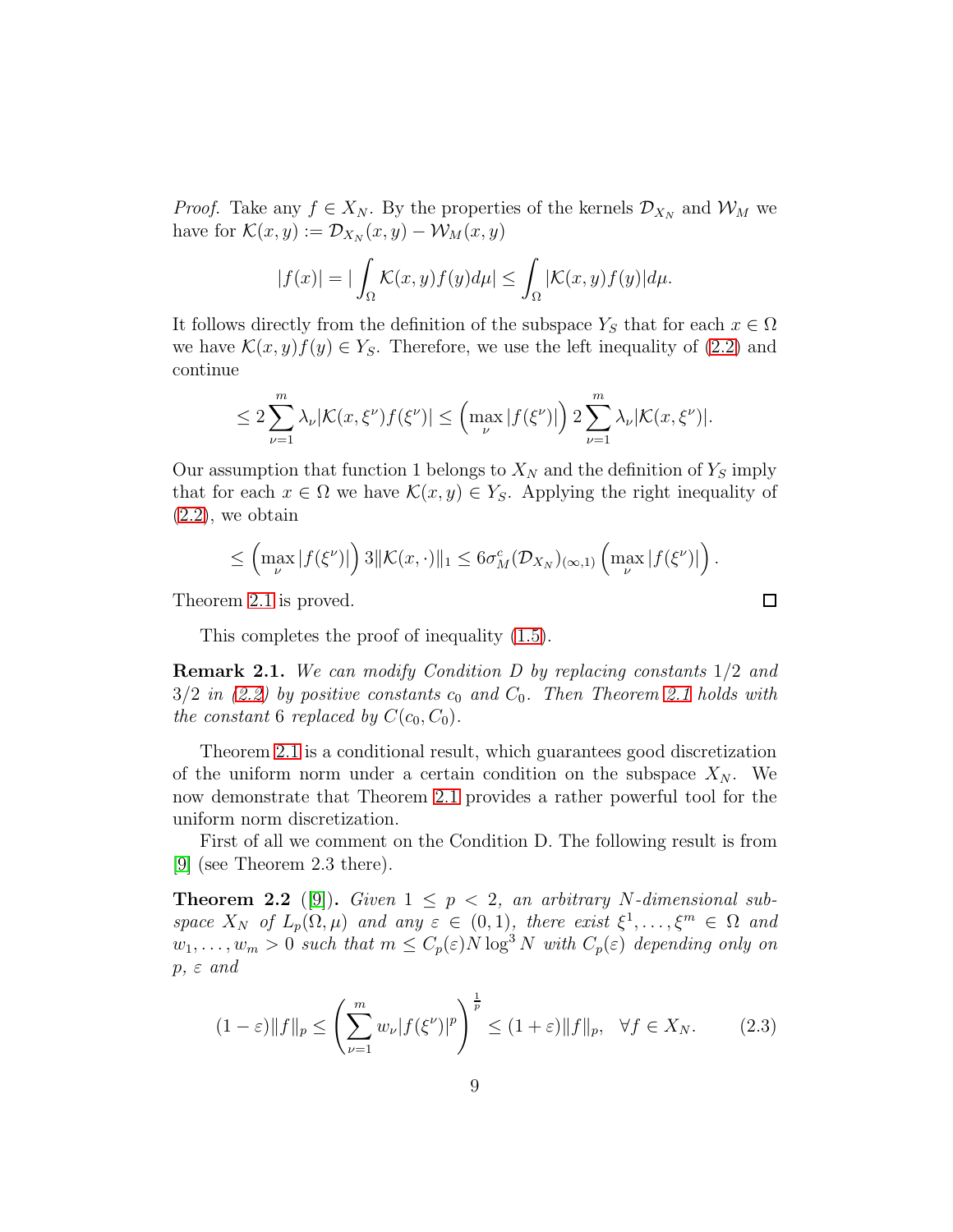*Proof.* Take any $f \in X_N$. By the properties of the kernels $\mathcal{D}_{X_N}$ and $\mathcal{W}_M$ we have for $\mathcal{K}(x,y) := \mathcal{D}_{X_N}(x,y) - \mathcal{W}_M(x,y)$

$$|f(x)| = |\int_\Omega \mathcal{K}(x,y)f(y)d\mu| \leq \int_\Omega |\mathcal{K}(x,y)f(y)|d\mu.$$

It follows directly from the definition of the subspace $Y_S$ that for each $x \in \Omega$ we have $\mathcal{K}(x,y)f(y) \in Y_S$. Therefore, we use the left inequality of (2.2) and continue

$$\leq 2\sum_{\nu=1}^m \lambda_\nu |\mathcal{K}(x,\xi^\nu)f(\xi^\nu)| \leq \left(\max_\nu |f(\xi^\nu)|\right) 2\sum_{\nu=1}^m \lambda_\nu |\mathcal{K}(x,\xi^\nu)|.$$

Our assumption that function 1 belongs to $X_N$ and the definition of $Y_S$ imply that for each $x \in \Omega$ we have $\mathcal{K}(x,y) \in Y_S$. Applying the right inequality of (2.2), we obtain

$$\leq \left(\max_\nu |f(\xi^\nu)|\right) 3\|\mathcal{K}(x,\cdot)\|_1 \leq 6\sigma^c_M(\mathcal{D}_{X_N})_{(\infty,1)} \left(\max_\nu |f(\xi^\nu)|\right).$$

Theorem 2.1 is proved. $\square$

This completes the proof of inequality (1.5).

**Remark 2.1.** *We can modify Condition D by replacing constants 1/2 and 3/2 in (2.2) by positive constants $c_0$ and $C_0$. Then Theorem 2.1 holds with the constant 6 replaced by $C(c_0, C_0)$.*

Theorem 2.1 is a conditional result, which guarantees good discretization of the uniform norm under a certain condition on the subspace $X_N$. We now demonstrate that Theorem 2.1 provides a rather powerful tool for the uniform norm discretization.

First of all we comment on the Condition D. The following result is from [9] (see Theorem 2.3 there).

**Theorem 2.2** ([9])**.** *Given $1 \leq p < 2$, an arbitrary $N$-dimensional subspace $X_N$ of $L_p(\Omega,\mu)$ and any $\varepsilon \in (0,1)$, there exist $\xi^1,\dots,\xi^m \in \Omega$ and $w_1,\dots,w_m > 0$ such that $m \leq C_p(\varepsilon)N\log^3 N$ with $C_p(\varepsilon)$ depending only on $p$, $\varepsilon$ and*

$$(1-\varepsilon)\|f\|_p \leq \left(\sum_{\nu=1}^m w_\nu |f(\xi^\nu)|^p\right)^{\frac{1}{p}} \leq (1+\varepsilon)\|f\|_p, \quad \forall f \in X_N. \tag{2.3}$$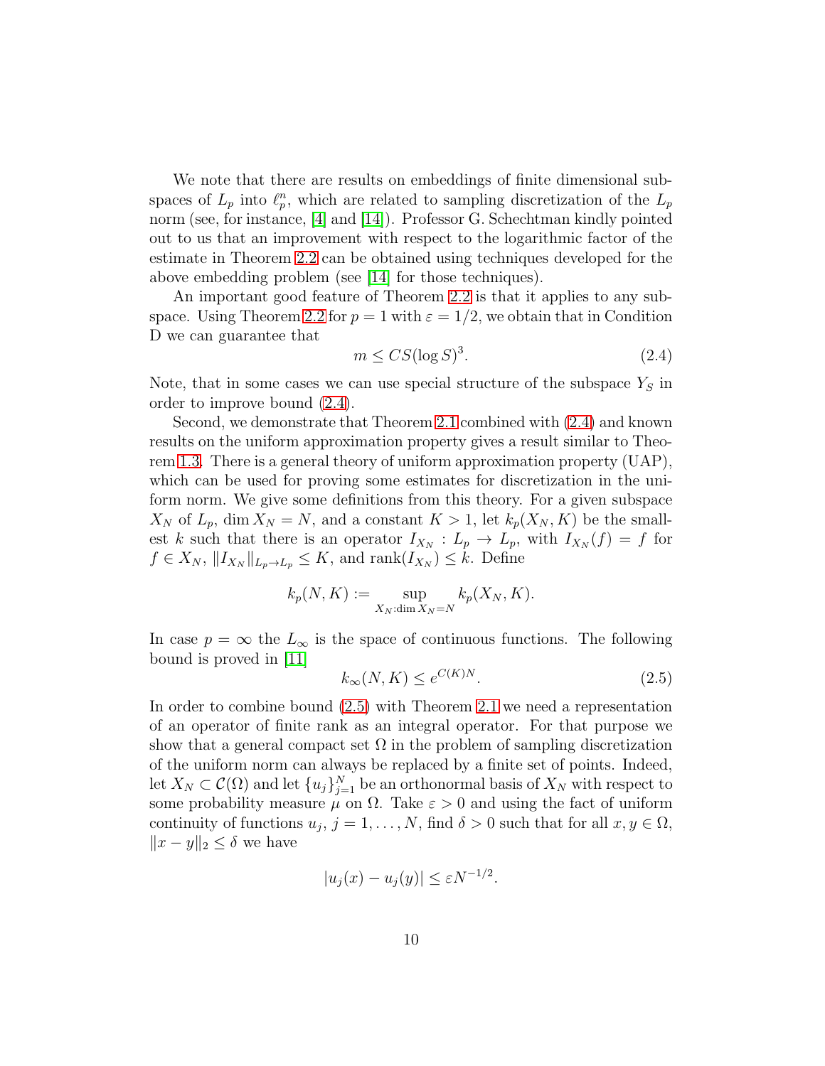We note that there are results on embeddings of finite dimensional subspaces of $L_p$ into $\ell_p^n$, which are related to sampling discretization of the $L_p$ norm (see, for instance, [4] and [14]). Professor G. Schechtman kindly pointed out to us that an improvement with respect to the logarithmic factor of the estimate in Theorem 2.2 can be obtained using techniques developed for the above embedding problem (see [14] for those techniques).

An important good feature of Theorem 2.2 is that it applies to any subspace. Using Theorem 2.2 for $p = 1$ with $\varepsilon = 1/2$, we obtain that in Condition D we can guarantee that

$$m \leq CS(\log S)^3. \tag{2.4}$$

Note, that in some cases we can use special structure of the subspace $Y_S$ in order to improve bound (2.4).

Second, we demonstrate that Theorem 2.1 combined with (2.4) and known results on the uniform approximation property gives a result similar to Theorem 1.3. There is a general theory of uniform approximation property (UAP), which can be used for proving some estimates for discretization in the uniform norm. We give some definitions from this theory. For a given subspace $X_N$ of $L_p$, $\dim X_N = N$, and a constant $K > 1$, let $k_p(X_N, K)$ be the smallest $k$ such that there is an operator $I_{X_N} : L_p \to L_p$, with $I_{X_N}(f) = f$ for $f \in X_N$, $\|I_{X_N}\|_{L_p \to L_p} \leq K$, and $\operatorname{rank}(I_{X_N}) \leq k$. Define

$$k_p(N, K) := \sup_{X_N : \dim X_N = N} k_p(X_N, K).$$

In case $p = \infty$ the $L_\infty$ is the space of continuous functions. The following bound is proved in [11]

$$k_\infty(N, K) \leq e^{C(K)N}. \tag{2.5}$$

In order to combine bound (2.5) with Theorem 2.1 we need a representation of an operator of finite rank as an integral operator. For that purpose we show that a general compact set $\Omega$ in the problem of sampling discretization of the uniform norm can always be replaced by a finite set of points. Indeed, let $X_N \subset \mathcal{C}(\Omega)$ and let $\{u_j\}_{j=1}^N$ be an orthonormal basis of $X_N$ with respect to some probability measure $\mu$ on $\Omega$. Take $\varepsilon > 0$ and using the fact of uniform continuity of functions $u_j$, $j = 1, \dots, N$, find $\delta > 0$ such that for all $x, y \in \Omega$, $\|x - y\|_2 \leq \delta$ we have

$$|u_j(x) - u_j(y)| \leq \varepsilon N^{-1/2}.$$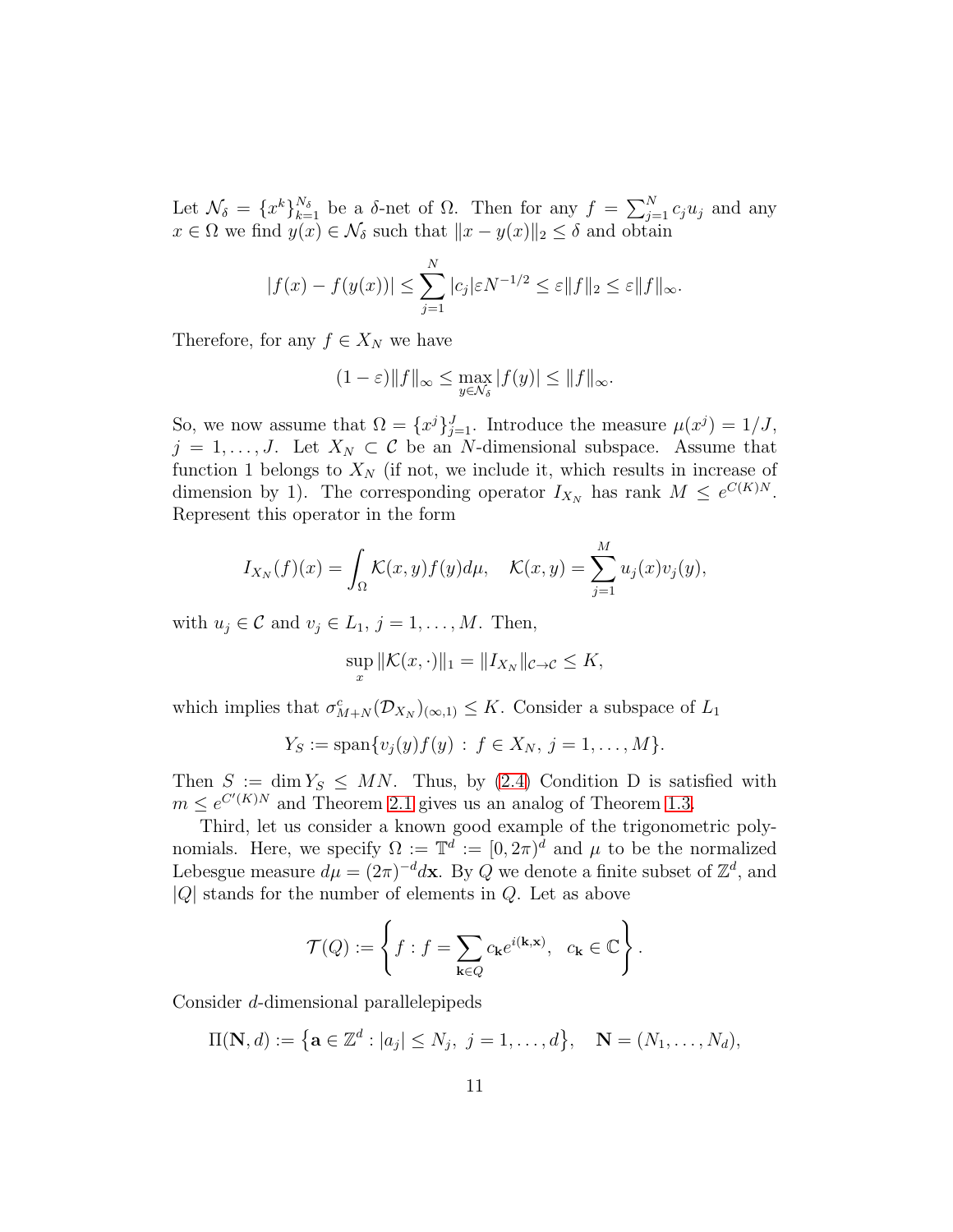Let $\mathcal{N}_\delta = \{x^k\}_{k=1}^{N_\delta}$ be a $\delta$-net of $\Omega$. Then for any $f = \sum_{j=1}^N c_j u_j$ and any $x \in \Omega$ we find $y(x) \in \mathcal{N}_\delta$ such that $\|x - y(x)\|_2 \le \delta$ and obtain

$$|f(x) - f(y(x))| \le \sum_{j=1}^N |c_j| \varepsilon N^{-1/2} \le \varepsilon \|f\|_2 \le \varepsilon \|f\|_\infty.$$

Therefore, for any $f \in X_N$ we have

$$(1-\varepsilon)\|f\|_\infty \le \max_{y \in \mathcal{N}_\delta} |f(y)| \le \|f\|_\infty.$$

So, we now assume that $\Omega = \{x^j\}_{j=1}^J$. Introduce the measure $\mu(x^j) = 1/J$, $j = 1, \dots, J$. Let $X_N \subset \mathcal{C}$ be an $N$-dimensional subspace. Assume that function 1 belongs to $X_N$ (if not, we include it, which results in increase of dimension by 1). The corresponding operator $I_{X_N}$ has rank $M \le e^{C(K)N}$. Represent this operator in the form

$$I_{X_N}(f)(x) = \int_\Omega \mathcal{K}(x,y) f(y) d\mu, \quad \mathcal{K}(x,y) = \sum_{j=1}^M u_j(x) v_j(y),$$

with $u_j \in \mathcal{C}$ and $v_j \in L_1$, $j = 1, \dots, M$. Then,

$$\sup_x \|\mathcal{K}(x, \cdot)\|_1 = \|I_{X_N}\|_{\mathcal{C} \to \mathcal{C}} \le K,$$

which implies that $\sigma^c_{M+N}(\mathcal{D}_{X_N})_{(\infty,1)} \le K$. Consider a subspace of $L_1$

$$Y_S := \operatorname{span}\{v_j(y) f(y) \,:\, f \in X_N,\ j = 1, \dots, M\}.$$

Then $S := \dim Y_S \le MN$. Thus, by (2.4) Condition D is satisfied with $m \le e^{C'(K)N}$ and Theorem 2.1 gives us an analog of Theorem 1.3.

Third, let us consider a known good example of the trigonometric polynomials. Here, we specify $\Omega := \mathbb{T}^d := [0, 2\pi)^d$ and $\mu$ to be the normalized Lebesgue measure $d\mu = (2\pi)^{-d} d\mathbf{x}$. By $Q$ we denote a finite subset of $\mathbb{Z}^d$, and $|Q|$ stands for the number of elements in $Q$. Let as above

$$\mathcal{T}(Q) := \left\{ f : f = \sum_{\mathbf{k} \in Q} c_{\mathbf{k}} e^{i(\mathbf{k}, \mathbf{x})}, \ \ c_{\mathbf{k}} \in \mathbb{C} \right\}.$$

Consider $d$-dimensional parallelepipeds

$$\Pi(\mathbf{N}, d) := \left\{ \mathbf{a} \in \mathbb{Z}^d : |a_j| \le N_j,\ j = 1, \dots, d \right\}, \quad \mathbf{N} = (N_1, \dots, N_d),$$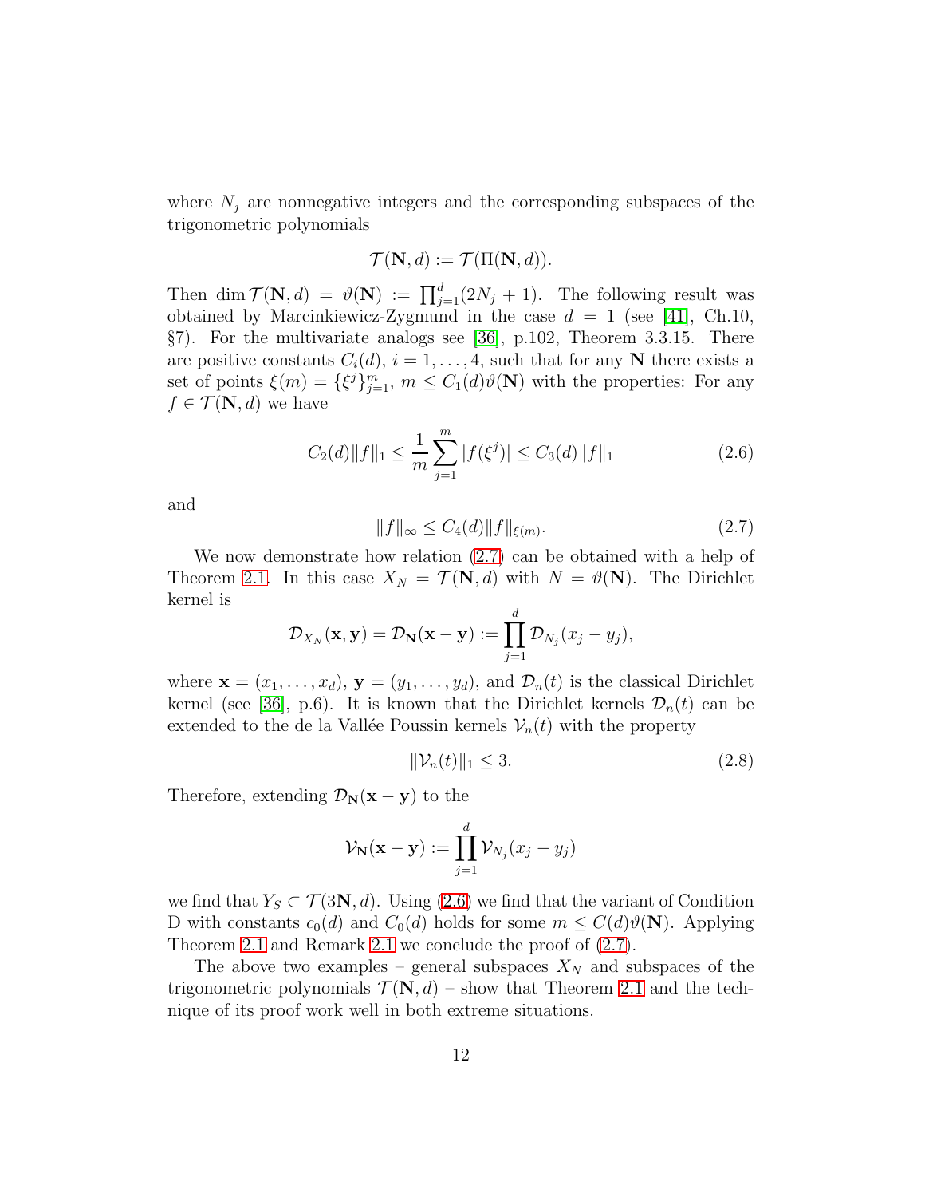where $N_j$ are nonnegative integers and the corresponding subspaces of the trigonometric polynomials

$$\mathcal{T}(\mathbf{N},d) := \mathcal{T}(\Pi(\mathbf{N},d)).$$

Then $\dim \mathcal{T}(\mathbf{N},d) = \vartheta(\mathbf{N}) := \prod_{j=1}^d (2N_j+1)$. The following result was obtained by Marcinkiewicz-Zygmund in the case $d=1$ (see [41], Ch.10, §7). For the multivariate analogs see [36], p.102, Theorem 3.3.15. There are positive constants $C_i(d)$, $i=1,\dots,4$, such that for any $\mathbf{N}$ there exists a set of points $\xi(m) = \{\xi^j\}_{j=1}^m$, $m \le C_1(d)\vartheta(\mathbf{N})$ with the properties: For any $f \in \mathcal{T}(\mathbf{N},d)$ we have

$$C_2(d)\|f\|_1 \le \frac{1}{m}\sum_{j=1}^m |f(\xi^j)| \le C_3(d)\|f\|_1 \tag{2.6}$$

and

$$\|f\|_\infty \le C_4(d)\|f\|_{\xi(m)}. \tag{2.7}$$

We now demonstrate how relation (2.7) can be obtained with a help of Theorem 2.1. In this case $X_N = \mathcal{T}(\mathbf{N},d)$ with $N = \vartheta(\mathbf{N})$. The Dirichlet kernel is

$$\mathcal{D}_{X_N}(\mathbf{x},\mathbf{y}) = \mathcal{D}_{\mathbf{N}}(\mathbf{x}-\mathbf{y}) := \prod_{j=1}^d \mathcal{D}_{N_j}(x_j - y_j),$$

where $\mathbf{x} = (x_1,\dots,x_d)$, $\mathbf{y} = (y_1,\dots,y_d)$, and $\mathcal{D}_n(t)$ is the classical Dirichlet kernel (see [36], p.6). It is known that the Dirichlet kernels $\mathcal{D}_n(t)$ can be extended to the de la Vallée Poussin kernels $\mathcal{V}_n(t)$ with the property

$$\|\mathcal{V}_n(t)\|_1 \le 3. \tag{2.8}$$

Therefore, extending $\mathcal{D}_{\mathbf{N}}(\mathbf{x}-\mathbf{y})$ to the

$$\mathcal{V}_{\mathbf{N}}(\mathbf{x}-\mathbf{y}) := \prod_{j=1}^d \mathcal{V}_{N_j}(x_j - y_j)$$

we find that $Y_S \subset \mathcal{T}(3\mathbf{N},d)$. Using (2.6) we find that the variant of Condition D with constants $c_0(d)$ and $C_0(d)$ holds for some $m \le C(d)\vartheta(\mathbf{N})$. Applying Theorem 2.1 and Remark 2.1 we conclude the proof of (2.7).

The above two examples – general subspaces $X_N$ and subspaces of the trigonometric polynomials $\mathcal{T}(\mathbf{N},d)$ – show that Theorem 2.1 and the technique of its proof work well in both extreme situations.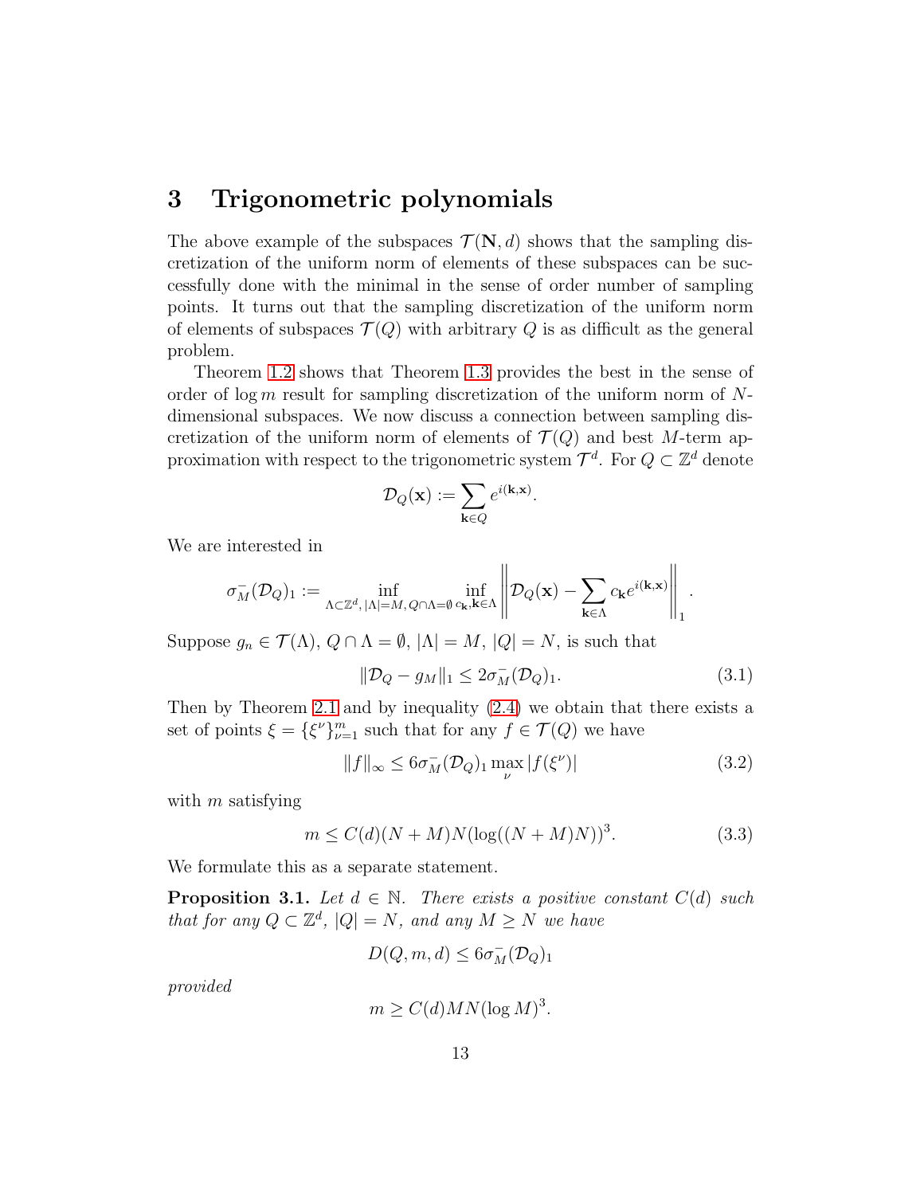# 3 Trigonometric polynomials

The above example of the subspaces $\mathcal{T}(\mathbf{N}, d)$ shows that the sampling discretization of the uniform norm of elements of these subspaces can be successfully done with the minimal in the sense of order number of sampling points. It turns out that the sampling discretization of the uniform norm of elements of subspaces $\mathcal{T}(Q)$ with arbitrary $Q$ is as difficult as the general problem.

Theorem 1.2 shows that Theorem 1.3 provides the best in the sense of order of $\log m$ result for sampling discretization of the uniform norm of $N$-dimensional subspaces. We now discuss a connection between sampling discretization of the uniform norm of elements of $\mathcal{T}(Q)$ and best $M$-term approximation with respect to the trigonometric system $\mathcal{T}^d$. For $Q \subset \mathbb{Z}^d$ denote

$$\mathcal{D}_Q(\mathbf{x}) := \sum_{\mathbf{k} \in Q} e^{i(\mathbf{k}, \mathbf{x})}.$$

We are interested in

$$\sigma^{-}_M(\mathcal{D}_Q)_1 := \inf_{\Lambda \subset \mathbb{Z}^d, |\Lambda| = M, Q \cap \Lambda = \emptyset} \inf_{c_{\mathbf{k}}, \mathbf{k} \in \Lambda} \left\| \mathcal{D}_Q(\mathbf{x}) - \sum_{\mathbf{k} \in \Lambda} c_{\mathbf{k}} e^{i(\mathbf{k}, \mathbf{x})} \right\|_1 .$$

Suppose $g_n \in \mathcal{T}(\Lambda)$, $Q \cap \Lambda = \emptyset$, $|\Lambda| = M$, $|Q| = N$, is such that

$$\|\mathcal{D}_Q - g_M\|_1 \leq 2\sigma^{-}_M(\mathcal{D}_Q)_1. \tag{3.1}$$

Then by Theorem 2.1 and by inequality (2.4) we obtain that there exists a set of points $\xi = \{\xi^\nu\}_{\nu=1}^m$ such that for any $f \in \mathcal{T}(Q)$ we have

$$\|f\|_\infty \leq 6\sigma^{-}_M(\mathcal{D}_Q)_1 \max_{\nu} |f(\xi^\nu)| \tag{3.2}$$

with $m$ satisfying

$$m \leq C(d)(N + M)N(\log((N + M)N))^3. \tag{3.3}$$

We formulate this as a separate statement.

**Proposition 3.1.** *Let $d \in \mathbb{N}$. There exists a positive constant $C(d)$ such that for any $Q \subset \mathbb{Z}^d$, $|Q| = N$, and any $M \geq N$ we have*

$$D(Q, m, d) \leq 6\sigma^{-}_M(\mathcal{D}_Q)_1$$

*provided*

$$m \geq C(d)MN(\log M)^3.$$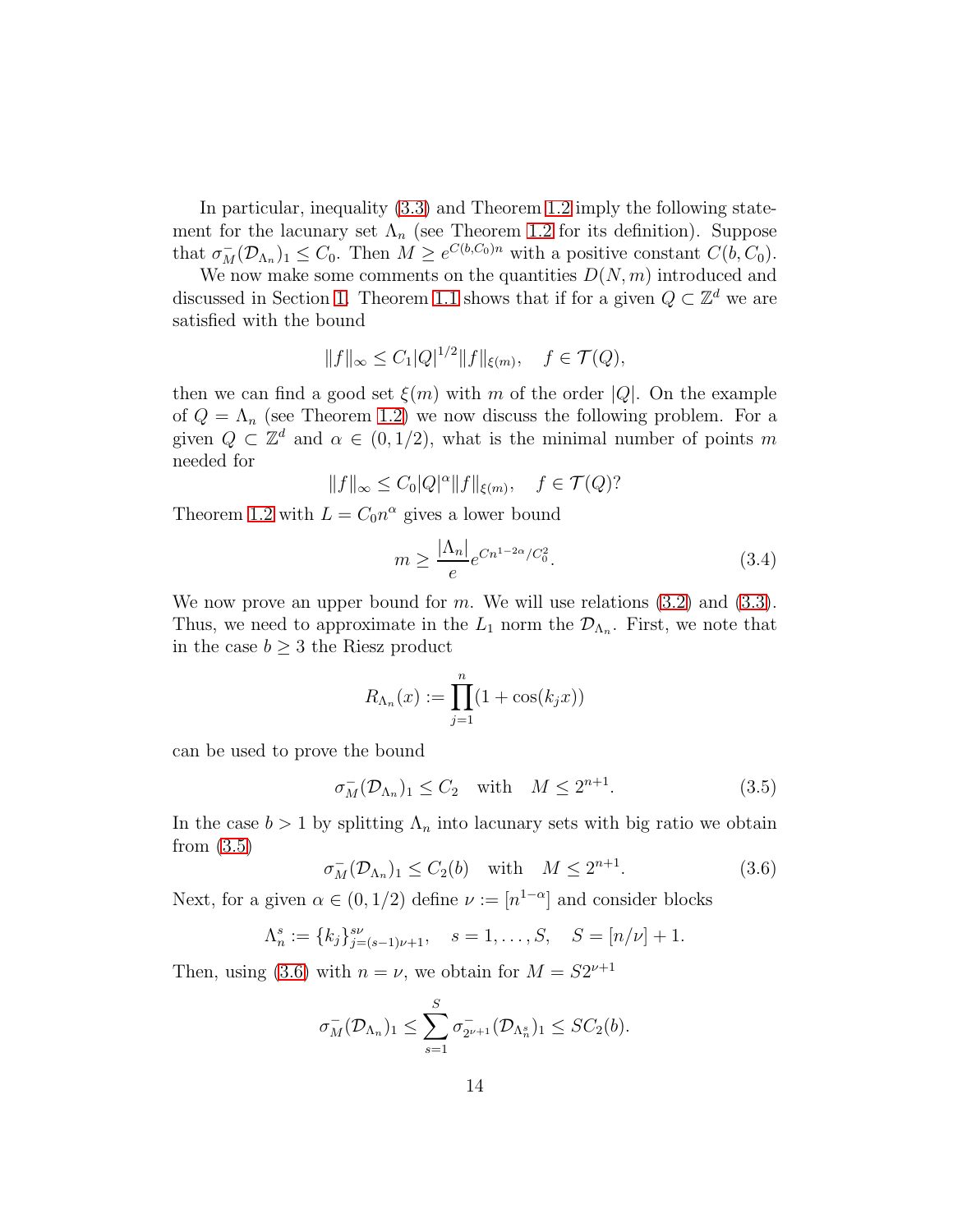In particular, inequality (3.3) and Theorem 1.2 imply the following statement for the lacunary set $\Lambda_n$ (see Theorem 1.2 for its definition). Suppose that $\sigma^-_M(\mathcal{D}_{\Lambda_n})_1 \le C_0$. Then $M \ge e^{C(b,C_0)n}$ with a positive constant $C(b,C_0)$.

We now make some comments on the quantities $D(N,m)$ introduced and discussed in Section 1. Theorem 1.1 shows that if for a given $Q \subset \mathbb{Z}^d$ we are satisfied with the bound

$$\|f\|_\infty \le C_1 |Q|^{1/2} \|f\|_{\xi(m)}, \quad f \in \mathcal{T}(Q),$$

then we can find a good set $\xi(m)$ with $m$ of the order $|Q|$. On the example of $Q = \Lambda_n$ (see Theorem 1.2) we now discuss the following problem. For a given $Q \subset \mathbb{Z}^d$ and $\alpha \in (0,1/2)$, what is the minimal number of points $m$ needed for

$$\|f\|_\infty \le C_0 |Q|^\alpha \|f\|_{\xi(m)}, \quad f \in \mathcal{T}(Q)?$$

Theorem 1.2 with $L = C_0 n^\alpha$ gives a lower bound

$$m \ge \frac{|\Lambda_n|}{e} e^{Cn^{1-2\alpha}/C_0^2}. \tag{3.4}$$

We now prove an upper bound for $m$. We will use relations (3.2) and (3.3). Thus, we need to approximate in the $L_1$ norm the $\mathcal{D}_{\Lambda_n}$. First, we note that in the case $b \ge 3$ the Riesz product

$$R_{\Lambda_n}(x) := \prod_{j=1}^n (1 + \cos(k_j x))$$

can be used to prove the bound

$$\sigma^-_M(\mathcal{D}_{\Lambda_n})_1 \le C_2 \quad \text{with} \quad M \le 2^{n+1}. \tag{3.5}$$

In the case $b > 1$ by splitting $\Lambda_n$ into lacunary sets with big ratio we obtain from (3.5)

$$\sigma^-_M(\mathcal{D}_{\Lambda_n})_1 \le C_2(b) \quad \text{with} \quad M \le 2^{n+1}. \tag{3.6}$$

Next, for a given $\alpha \in (0,1/2)$ define $\nu := [n^{1-\alpha}]$ and consider blocks

$$\Lambda_n^s := \{k_j\}_{j=(s-1)\nu+1}^{s\nu}, \quad s = 1,\dots,S, \quad S = [n/\nu]+1.$$

Then, using (3.6) with $n = \nu$, we obtain for $M = S2^{\nu+1}$

$$\sigma^-_M(\mathcal{D}_{\Lambda_n})_1 \le \sum_{s=1}^S \sigma^-_{2^{\nu+1}}(\mathcal{D}_{\Lambda_n^s})_1 \le SC_2(b).$$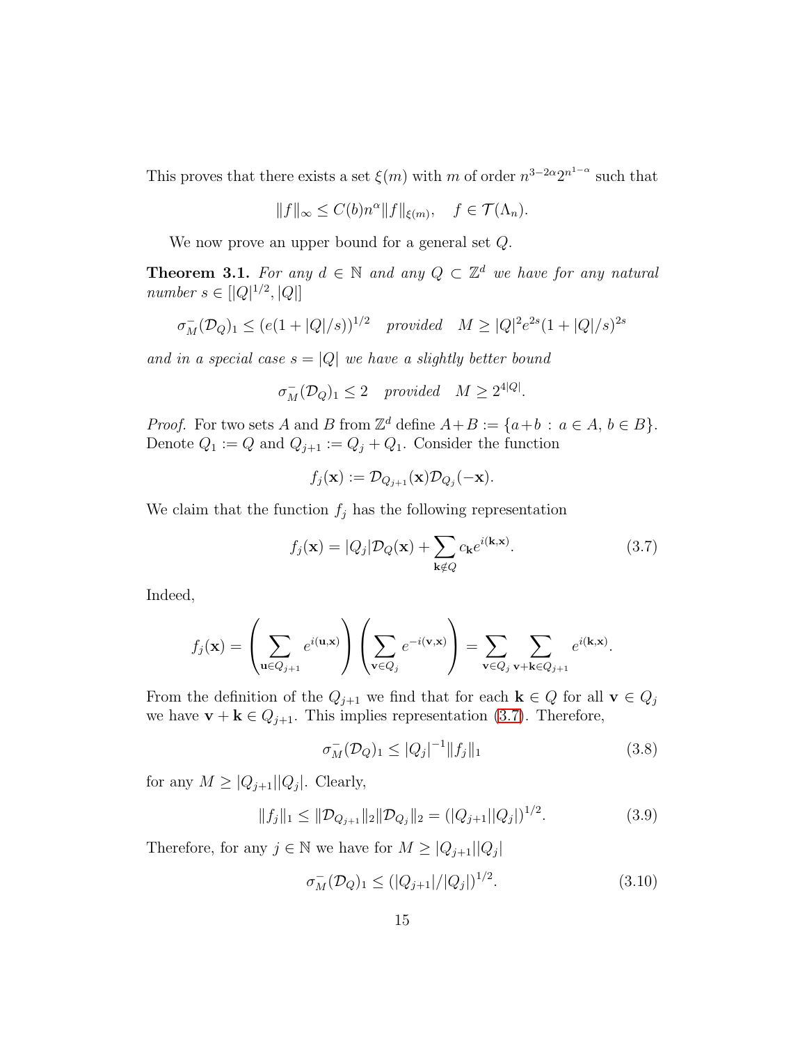This proves that there exists a set $\xi(m)$ with $m$ of order $n^{3-2\alpha}2^{n^{1-\alpha}}$ such that

$$\|f\|_\infty \le C(b)n^\alpha \|f\|_{\xi(m)}, \quad f \in \mathcal{T}(\Lambda_n).$$

We now prove an upper bound for a general set $Q$.

**Theorem 3.1.** *For any $d \in \mathbb{N}$ and any $Q \subset \mathbb{Z}^d$ we have for any natural number $s \in [|Q|^{1/2}, |Q|]$*

$$\sigma^-_M(\mathcal{D}_Q)_1 \le (e(1+|Q|/s))^{1/2} \quad \textit{provided} \quad M \ge |Q|^2 e^{2s}(1+|Q|/s)^{2s}$$

*and in a special case $s = |Q|$ we have a slightly better bound*

$$\sigma^-_M(\mathcal{D}_Q)_1 \le 2 \quad \textit{provided} \quad M \ge 2^{4|Q|}.$$

*Proof.* For two sets $A$ and $B$ from $\mathbb{Z}^d$ define $A+B := \{a+b \,:\, a \in A,\, b \in B\}$. Denote $Q_1 := Q$ and $Q_{j+1} := Q_j + Q_1$. Consider the function

$$f_j(\mathbf{x}) := \mathcal{D}_{Q_{j+1}}(\mathbf{x})\mathcal{D}_{Q_j}(-\mathbf{x}).$$

We claim that the function $f_j$ has the following representation

$$f_j(\mathbf{x}) = |Q_j|\mathcal{D}_Q(\mathbf{x}) + \sum_{\mathbf{k}\notin Q} c_{\mathbf{k}} e^{i(\mathbf{k},\mathbf{x})}. \tag{3.7}$$

Indeed,

$$f_j(\mathbf{x}) = \left(\sum_{\mathbf{u}\in Q_{j+1}} e^{i(\mathbf{u},\mathbf{x})}\right)\left(\sum_{\mathbf{v}\in Q_j} e^{-i(\mathbf{v},\mathbf{x})}\right) = \sum_{\mathbf{v}\in Q_j}\ \sum_{\mathbf{v}+\mathbf{k}\in Q_{j+1}} e^{i(\mathbf{k},\mathbf{x})}.$$

From the definition of the $Q_{j+1}$ we find that for each $\mathbf{k} \in Q$ for all $\mathbf{v} \in Q_j$ we have $\mathbf{v} + \mathbf{k} \in Q_{j+1}$. This implies representation (3.7). Therefore,

$$\sigma^-_M(\mathcal{D}_Q)_1 \le |Q_j|^{-1}\|f_j\|_1 \tag{3.8}$$

for any $M \ge |Q_{j+1}||Q_j|$. Clearly,

$$\|f_j\|_1 \le \|\mathcal{D}_{Q_{j+1}}\|_2 \|\mathcal{D}_{Q_j}\|_2 = (|Q_{j+1}||Q_j|)^{1/2}. \tag{3.9}$$

Therefore, for any $j \in \mathbb{N}$ we have for $M \ge |Q_{j+1}||Q_j|$

$$\sigma^-_M(\mathcal{D}_Q)_1 \le (|Q_{j+1}|/|Q_j|)^{1/2}. \tag{3.10}$$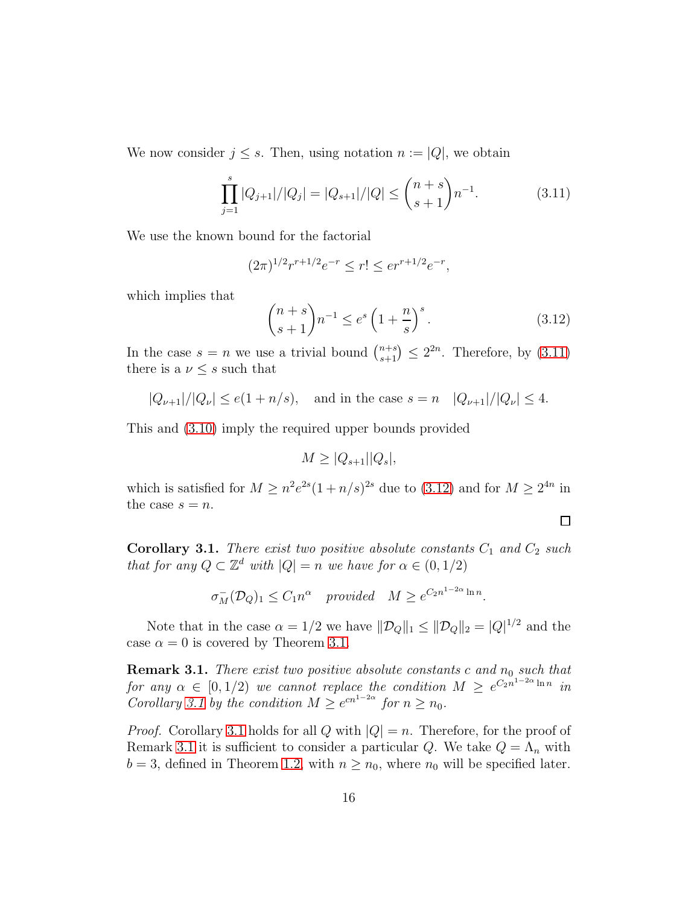We now consider $j \le s$. Then, using notation $n := |Q|$, we obtain

$$\prod_{j=1}^{s} |Q_{j+1}|/|Q_j| = |Q_{s+1}|/|Q| \le \binom{n+s}{s+1} n^{-1}. \tag{3.11}$$

We use the known bound for the factorial

$$(2\pi)^{1/2} r^{r+1/2} e^{-r} \le r! \le e r^{r+1/2} e^{-r},$$

which implies that

$$\binom{n+s}{s+1} n^{-1} \le e^s \left(1 + \frac{n}{s}\right)^s. \tag{3.12}$$

In the case $s = n$ we use a trivial bound $\binom{n+s}{s+1} \le 2^{2n}$. Therefore, by (3.11) there is a $\nu \le s$ such that

$$|Q_{\nu+1}|/|Q_\nu| \le e(1 + n/s), \quad \text{and in the case } s = n \quad |Q_{\nu+1}|/|Q_\nu| \le 4.$$

This and (3.10) imply the required upper bounds provided

$$M \ge |Q_{s+1}||Q_s|,$$

which is satisfied for $M \ge n^2 e^{2s}(1 + n/s)^{2s}$ due to (3.12) and for $M \ge 2^{4n}$ in the case $s = n$.

$\square$

**Corollary 3.1.** *There exist two positive absolute constants $C_1$ and $C_2$ such that for any $Q \subset \mathbb{Z}^d$ with $|Q| = n$ we have for $\alpha \in (0, 1/2)$*

$$\sigma_M^-(\mathcal{D}_Q)_1 \le C_1 n^\alpha \quad \text{provided} \quad M \ge e^{C_2 n^{1-2\alpha} \ln n}.$$

Note that in the case $\alpha = 1/2$ we have $\|\mathcal{D}_Q\|_1 \le \|\mathcal{D}_Q\|_2 = |Q|^{1/2}$ and the case $\alpha = 0$ is covered by Theorem 3.1.

**Remark 3.1.** *There exist two positive absolute constants $c$ and $n_0$ such that for any $\alpha \in [0, 1/2)$ we cannot replace the condition $M \ge e^{C_2 n^{1-2\alpha} \ln n}$ in Corollary 3.1 by the condition $M \ge e^{cn^{1-2\alpha}}$ for $n \ge n_0$.*

*Proof.* Corollary 3.1 holds for all $Q$ with $|Q| = n$. Therefore, for the proof of Remark 3.1 it is sufficient to consider a particular $Q$. We take $Q = \Lambda_n$ with $b = 3$, defined in Theorem 1.2, with $n \ge n_0$, where $n_0$ will be specified later.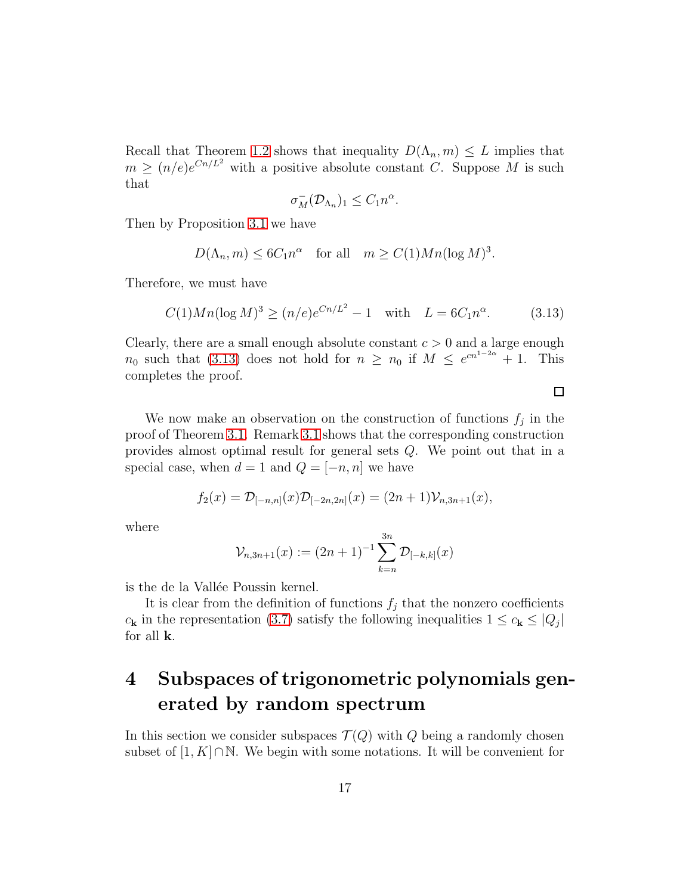Recall that Theorem 1.2 shows that inequality $D(\Lambda_n, m) \le L$ implies that $m \ge (n/e)e^{Cn/L^2}$ with a positive absolute constant $C$. Suppose $M$ is such that

$$\sigma_M^-(\mathcal{D}_{\Lambda_n})_1 \le C_1 n^\alpha.$$

Then by Proposition 3.1 we have

$$D(\Lambda_n, m) \le 6C_1 n^\alpha \quad \text{for all} \quad m \ge C(1)Mn(\log M)^3.$$

Therefore, we must have

$$C(1)Mn(\log M)^3 \ge (n/e)e^{Cn/L^2} - 1 \quad \text{with} \quad L = 6C_1 n^\alpha. \tag{3.13}$$

Clearly, there are a small enough absolute constant $c > 0$ and a large enough $n_0$ such that (3.13) does not hold for $n \ge n_0$ if $M \le e^{cn^{1-2\alpha}} + 1$. This completes the proof.

$\square$

We now make an observation on the construction of functions $f_j$ in the proof of Theorem 3.1. Remark 3.1 shows that the corresponding construction provides almost optimal result for general sets $Q$. We point out that in a special case, when $d = 1$ and $Q = [-n, n]$ we have

$$f_2(x) = \mathcal{D}_{[-n,n]}(x)\mathcal{D}_{[-2n,2n]}(x) = (2n+1)\mathcal{V}_{n,3n+1}(x),$$

where

$$\mathcal{V}_{n,3n+1}(x) := (2n+1)^{-1}\sum_{k=n}^{3n} \mathcal{D}_{[-k,k]}(x)$$

is the de la Vallée Poussin kernel.

It is clear from the definition of functions $f_j$ that the nonzero coefficients $c_{\mathbf{k}}$ in the representation (3.7) satisfy the following inequalities $1 \le c_{\mathbf{k}} \le |Q_j|$ for all $\mathbf{k}$.

# 4 Subspaces of trigonometric polynomials generated by random spectrum

In this section we consider subspaces $\mathcal{T}(Q)$ with $Q$ being a randomly chosen subset of $[1, K] \cap \mathbb{N}$. We begin with some notations. It will be convenient for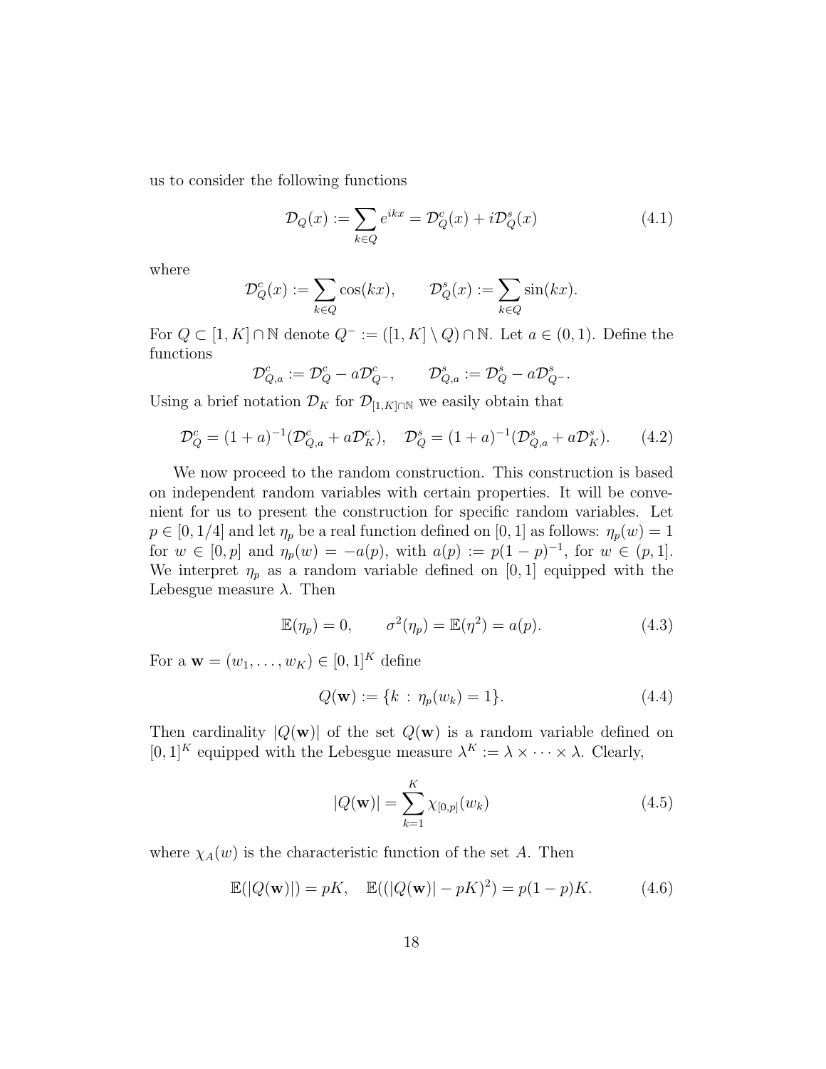us to consider the following functions

$$\mathcal{D}_Q(x) := \sum_{k\in Q} e^{ikx} = \mathcal{D}^c_Q(x) + i\mathcal{D}^s_Q(x) \tag{4.1}$$

where

$$\mathcal{D}^c_Q(x) := \sum_{k\in Q} \cos(kx), \qquad \mathcal{D}^s_Q(x) := \sum_{k\in Q} \sin(kx).$$

For $Q \subset [1,K]\cap\mathbb{N}$ denote $Q^- := ([1,K]\setminus Q)\cap\mathbb{N}$. Let $a\in(0,1)$. Define the functions

$$\mathcal{D}^c_{Q,a} := \mathcal{D}^c_Q - a\mathcal{D}^c_{Q^-}, \qquad \mathcal{D}^s_{Q,a} := \mathcal{D}^s_Q - a\mathcal{D}^s_{Q^-}.$$

Using a brief notation $\mathcal{D}_K$ for $\mathcal{D}_{[1,K]\cap\mathbb{N}}$ we easily obtain that

$$\mathcal{D}^c_Q = (1+a)^{-1}(\mathcal{D}^c_{Q,a} + a\mathcal{D}^c_K), \quad \mathcal{D}^s_Q = (1+a)^{-1}(\mathcal{D}^s_{Q,a} + a\mathcal{D}^s_K). \tag{4.2}$$

We now proceed to the random construction. This construction is based on independent random variables with certain properties. It will be convenient for us to present the construction for specific random variables. Let $p\in[0,1/4]$ and let $\eta_p$ be a real function defined on $[0,1]$ as follows: $\eta_p(w)=1$ for $w\in[0,p]$ and $\eta_p(w) = -a(p)$, with $a(p) := p(1-p)^{-1}$, for $w\in(p,1]$. We interpret $\eta_p$ as a random variable defined on $[0,1]$ equipped with the Lebesgue measure $\lambda$. Then

$$\mathbb{E}(\eta_p) = 0, \qquad \sigma^2(\eta_p) = \mathbb{E}(\eta^2) = a(p). \tag{4.3}$$

For a $\mathbf{w} = (w_1,\dots,w_K)\in[0,1]^K$ define

$$Q(\mathbf{w}) := \{k \,:\, \eta_p(w_k) = 1\}. \tag{4.4}$$

Then cardinality $|Q(\mathbf{w})|$ of the set $Q(\mathbf{w})$ is a random variable defined on $[0,1]^K$ equipped with the Lebesgue measure $\lambda^K := \lambda\times\cdots\times\lambda$. Clearly,

$$|Q(\mathbf{w})| = \sum_{k=1}^K \chi_{[0,p]}(w_k) \tag{4.5}$$

where $\chi_A(w)$ is the characteristic function of the set $A$. Then

$$\mathbb{E}(|Q(\mathbf{w})|) = pK, \quad \mathbb{E}((|Q(\mathbf{w})| - pK)^2) = p(1-p)K. \tag{4.6}$$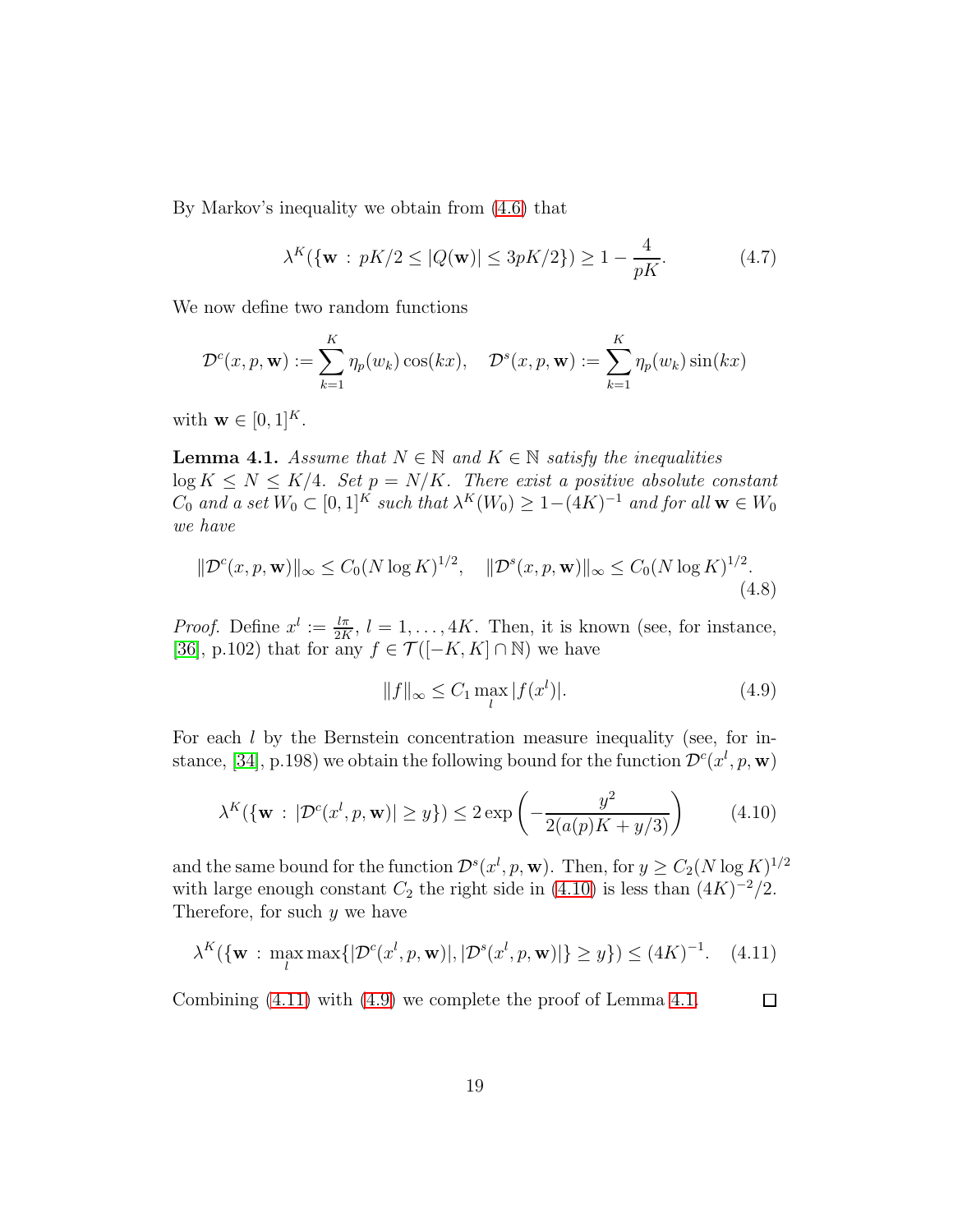By Markov's inequality we obtain from (4.6) that

$$\lambda^K(\{\mathbf{w} : pK/2 \le |Q(\mathbf{w})| \le 3pK/2\}) \ge 1 - \frac{4}{pK}. \tag{4.7}$$

We now define two random functions

$$\mathcal{D}^c(x, p, \mathbf{w}) := \sum_{k=1}^{K} \eta_p(w_k)\cos(kx), \quad \mathcal{D}^s(x, p, \mathbf{w}) := \sum_{k=1}^{K} \eta_p(w_k)\sin(kx)$$

with $\mathbf{w} \in [0,1]^K$.

**Lemma 4.1.** *Assume that $N \in \mathbb{N}$ and $K \in \mathbb{N}$ satisfy the inequalities $\log K \le N \le K/4$. Set $p = N/K$. There exist a positive absolute constant $C_0$ and a set $W_0 \subset [0,1]^K$ such that $\lambda^K(W_0) \ge 1-(4K)^{-1}$ and for all $\mathbf{w} \in W_0$ we have*

$$\|\mathcal{D}^c(x, p, \mathbf{w})\|_\infty \le C_0(N\log K)^{1/2}, \quad \|\mathcal{D}^s(x, p, \mathbf{w})\|_\infty \le C_0(N\log K)^{1/2}. \tag{4.8}$$

*Proof.* Define $x^l := \frac{l\pi}{2K}$, $l = 1, \dots, 4K$. Then, it is known (see, for instance, [36], p.102) that for any $f \in \mathcal{T}([-K, K] \cap \mathbb{N})$ we have

$$\|f\|_\infty \le C_1 \max_l |f(x^l)|. \tag{4.9}$$

For each $l$ by the Bernstein concentration measure inequality (see, for instance, [34], p.198) we obtain the following bound for the function $\mathcal{D}^c(x^l, p, \mathbf{w})$

$$\lambda^K(\{\mathbf{w} : |\mathcal{D}^c(x^l, p, \mathbf{w})| \ge y\}) \le 2\exp\left(-\frac{y^2}{2(a(p)K + y/3)}\right) \tag{4.10}$$

and the same bound for the function $\mathcal{D}^s(x^l, p, \mathbf{w})$. Then, for $y \ge C_2(N\log K)^{1/2}$ with large enough constant $C_2$ the right side in (4.10) is less than $(4K)^{-2}/2$. Therefore, for such $y$ we have

$$\lambda^K(\{\mathbf{w} : \max_l \max\{|\mathcal{D}^c(x^l, p, \mathbf{w})|, |\mathcal{D}^s(x^l, p, \mathbf{w})|\} \ge y\}) \le (4K)^{-1}. \tag{4.11}$$

Combining (4.11) with (4.9) we complete the proof of Lemma 4.1. $\square$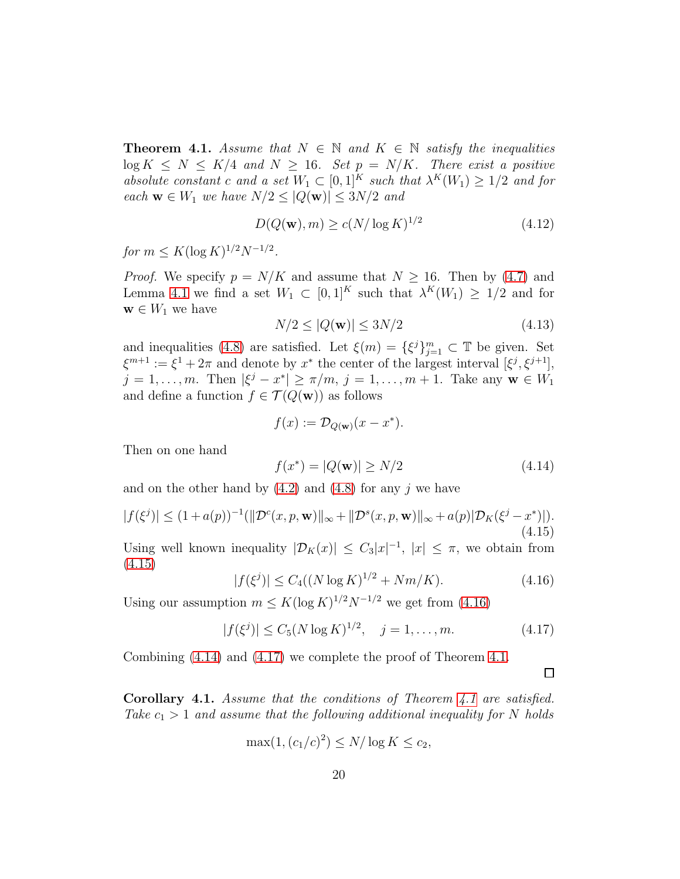**Theorem 4.1.** *Assume that $N \in \mathbb{N}$ and $K \in \mathbb{N}$ satisfy the inequalities $\log K \le N \le K/4$ and $N \ge 16$. Set $p = N/K$. There exist a positive absolute constant $c$ and a set $W_1 \subset [0,1]^K$ such that $\lambda^K(W_1) \ge 1/2$ and for each $\mathbf{w} \in W_1$ we have $N/2 \le |Q(\mathbf{w})| \le 3N/2$ and*

$$D(Q(\mathbf{w}), m) \ge c(N/\log K)^{1/2} \tag{4.12}$$

*for $m \le K(\log K)^{1/2}N^{-1/2}$.*

*Proof.* We specify $p = N/K$ and assume that $N \ge 16$. Then by (4.7) and Lemma 4.1 we find a set $W_1 \subset [0,1]^K$ such that $\lambda^K(W_1) \ge 1/2$ and for $\mathbf{w} \in W_1$ we have

$$N/2 \le |Q(\mathbf{w})| \le 3N/2 \tag{4.13}$$

and inequalities (4.8) are satisfied. Let $\xi(m) = \{\xi^j\}_{j=1}^m \subset \mathbb{T}$ be given. Set $\xi^{m+1} := \xi^1 + 2\pi$ and denote by $x^*$ the center of the largest interval $[\xi^j, \xi^{j+1}]$, $j = 1, \dots, m$. Then $|\xi^j - x^*| \ge \pi/m$, $j = 1, \dots, m+1$. Take any $\mathbf{w} \in W_1$ and define a function $f \in \mathcal{T}(Q(\mathbf{w}))$ as follows

$$f(x) := \mathcal{D}_{Q(\mathbf{w})}(x - x^*).$$

Then on one hand

$$f(x^*) = |Q(\mathbf{w})| \ge N/2 \tag{4.14}$$

and on the other hand by (4.2) and (4.8) for any $j$ we have

$$|f(\xi^j)| \le (1+a(p))^{-1}(\|\mathcal{D}^c(x,p,\mathbf{w})\|_\infty + \|\mathcal{D}^s(x,p,\mathbf{w})\|_\infty + a(p)|\mathcal{D}_K(\xi^j - x^*)|). \tag{4.15}$$

Using well known inequality $|\mathcal{D}_K(x)| \le C_3|x|^{-1}$, $|x| \le \pi$, we obtain from (4.15)

$$|f(\xi^j)| \le C_4((N\log K)^{1/2} + Nm/K). \tag{4.16}$$

Using our assumption $m \le K(\log K)^{1/2}N^{-1/2}$ we get from (4.16)

$$|f(\xi^j)| \le C_5(N\log K)^{1/2}, \quad j = 1, \dots, m. \tag{4.17}$$

Combining (4.14) and (4.17) we complete the proof of Theorem 4.1. $\square$

**Corollary 4.1.** *Assume that the conditions of Theorem 4.1 are satisfied. Take $c_1 > 1$ and assume that the following additional inequality for $N$ holds*

$$\max(1, (c_1/c)^2) \le N/\log K \le c_2,$$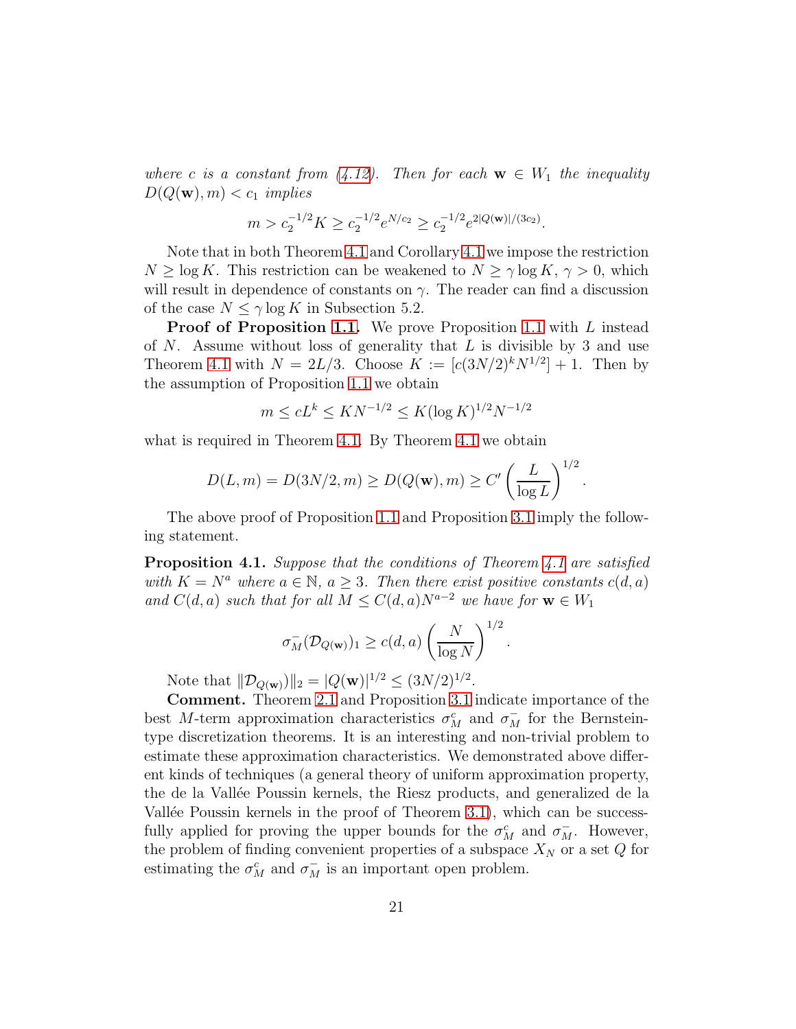*where $c$ is a constant from (4.12). Then for each $\mathbf{w} \in W_1$ the inequality $D(Q(\mathbf{w}), m) < c_1$ implies*

$$m > c_2^{-1/2} K \geq c_2^{-1/2} e^{N/c_2} \geq c_2^{-1/2} e^{2|Q(\mathbf{w})|/(3c_2)}.$$

Note that in both Theorem 4.1 and Corollary 4.1 we impose the restriction $N \geq \log K$. This restriction can be weakened to $N \geq \gamma \log K$, $\gamma > 0$, which will result in dependence of constants on $\gamma$. The reader can find a discussion of the case $N \leq \gamma \log K$ in Subsection 5.2.

**Proof of Proposition 1.1.** We prove Proposition 1.1 with $L$ instead of $N$. Assume without loss of generality that $L$ is divisible by 3 and use Theorem 4.1 with $N = 2L/3$. Choose $K := [c(3N/2)^k N^{1/2}] + 1$. Then by the assumption of Proposition 1.1 we obtain

$$m \leq cL^k \leq KN^{-1/2} \leq K(\log K)^{1/2} N^{-1/2}$$

what is required in Theorem 4.1. By Theorem 4.1 we obtain

$$D(L, m) = D(3N/2, m) \geq D(Q(\mathbf{w}), m) \geq C' \left(\frac{L}{\log L}\right)^{1/2}.$$

The above proof of Proposition 1.1 and Proposition 3.1 imply the following statement.

**Proposition 4.1.** *Suppose that the conditions of Theorem 4.1 are satisfied with $K = N^a$ where $a \in \mathbb{N}$, $a \geq 3$. Then there exist positive constants $c(d, a)$ and $C(d, a)$ such that for all $M \leq C(d, a) N^{a-2}$ we have for $\mathbf{w} \in W_1$*

$$\sigma_M^-(\mathcal{D}_{Q(\mathbf{w})})_1 \geq c(d, a) \left(\frac{N}{\log N}\right)^{1/2}.$$

Note that $\|\mathcal{D}_{Q(\mathbf{w})}\|_2 = |Q(\mathbf{w})|^{1/2} \leq (3N/2)^{1/2}$.

**Comment.** Theorem 2.1 and Proposition 3.1 indicate importance of the best $M$-term approximation characteristics $\sigma_M^c$ and $\sigma_M^-$ for the Bernstein-type discretization theorems. It is an interesting and non-trivial problem to estimate these approximation characteristics. We demonstrated above different kinds of techniques (a general theory of uniform approximation property, the de la Vallée Poussin kernels, the Riesz products, and generalized de la Vallée Poussin kernels in the proof of Theorem 3.1), which can be successfully applied for proving the upper bounds for the $\sigma_M^c$ and $\sigma_M^-$. However, the problem of finding convenient properties of a subspace $X_N$ or a set $Q$ for estimating the $\sigma_M^c$ and $\sigma_M^-$ is an important open problem.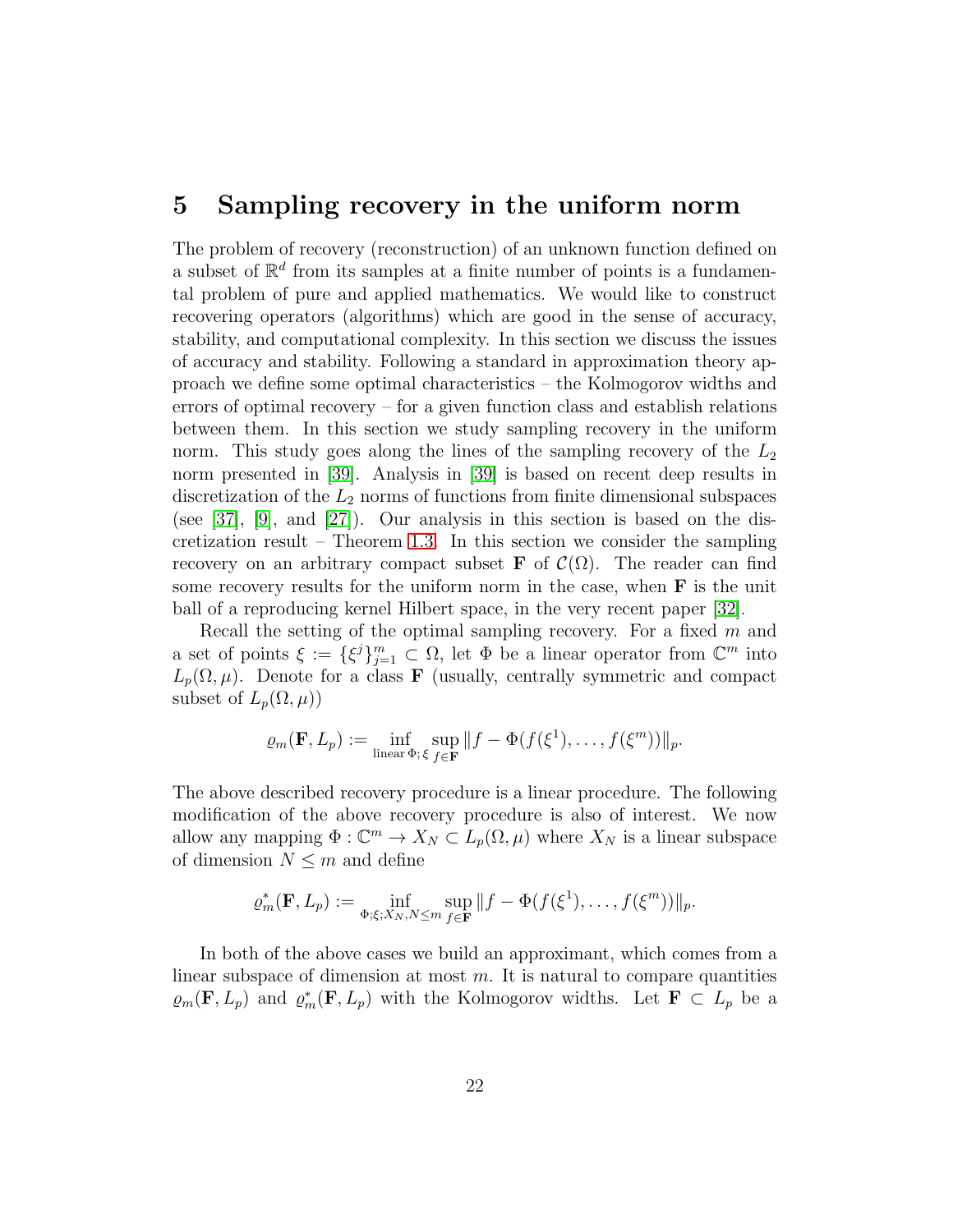## 5 Sampling recovery in the uniform norm

The problem of recovery (reconstruction) of an unknown function defined on a subset of $\mathbb{R}^d$ from its samples at a finite number of points is a fundamental problem of pure and applied mathematics. We would like to construct recovering operators (algorithms) which are good in the sense of accuracy, stability, and computational complexity. In this section we discuss the issues of accuracy and stability. Following a standard in approximation theory approach we define some optimal characteristics – the Kolmogorov widths and errors of optimal recovery – for a given function class and establish relations between them. In this section we study sampling recovery in the uniform norm. This study goes along the lines of the sampling recovery of the $L_2$ norm presented in [39]. Analysis in [39] is based on recent deep results in discretization of the $L_2$ norms of functions from finite dimensional subspaces (see [37], [9], and [27]). Our analysis in this section is based on the discretization result – Theorem 1.3. In this section we consider the sampling recovery on an arbitrary compact subset $\mathbf{F}$ of $\mathcal{C}(\Omega)$. The reader can find some recovery results for the uniform norm in the case, when $\mathbf{F}$ is the unit ball of a reproducing kernel Hilbert space, in the very recent paper [32].

Recall the setting of the optimal sampling recovery. For a fixed $m$ and a set of points $\xi := \{\xi^j\}_{j=1}^m \subset \Omega$, let $\Phi$ be a linear operator from $\mathbb{C}^m$ into $L_p(\Omega,\mu)$. Denote for a class $\mathbf{F}$ (usually, centrally symmetric and compact subset of $L_p(\Omega,\mu)$)

$$\varrho_m(\mathbf{F},L_p) := \inf_{\text{linear }\Phi;\,\xi}\ \sup_{f\in\mathbf{F}} \|f-\Phi(f(\xi^1),\dots,f(\xi^m))\|_p.$$

The above described recovery procedure is a linear procedure. The following modification of the above recovery procedure is also of interest. We now allow any mapping $\Phi : \mathbb{C}^m \to X_N \subset L_p(\Omega,\mu)$ where $X_N$ is a linear subspace of dimension $N \le m$ and define

$$\varrho_m^*(\mathbf{F},L_p) := \inf_{\Phi;\xi;X_N,N\le m}\ \sup_{f\in\mathbf{F}} \|f-\Phi(f(\xi^1),\dots,f(\xi^m))\|_p.$$

In both of the above cases we build an approximant, which comes from a linear subspace of dimension at most $m$. It is natural to compare quantities $\varrho_m(\mathbf{F},L_p)$ and $\varrho_m^*(\mathbf{F},L_p)$ with the Kolmogorov widths. Let $\mathbf{F} \subset L_p$ be a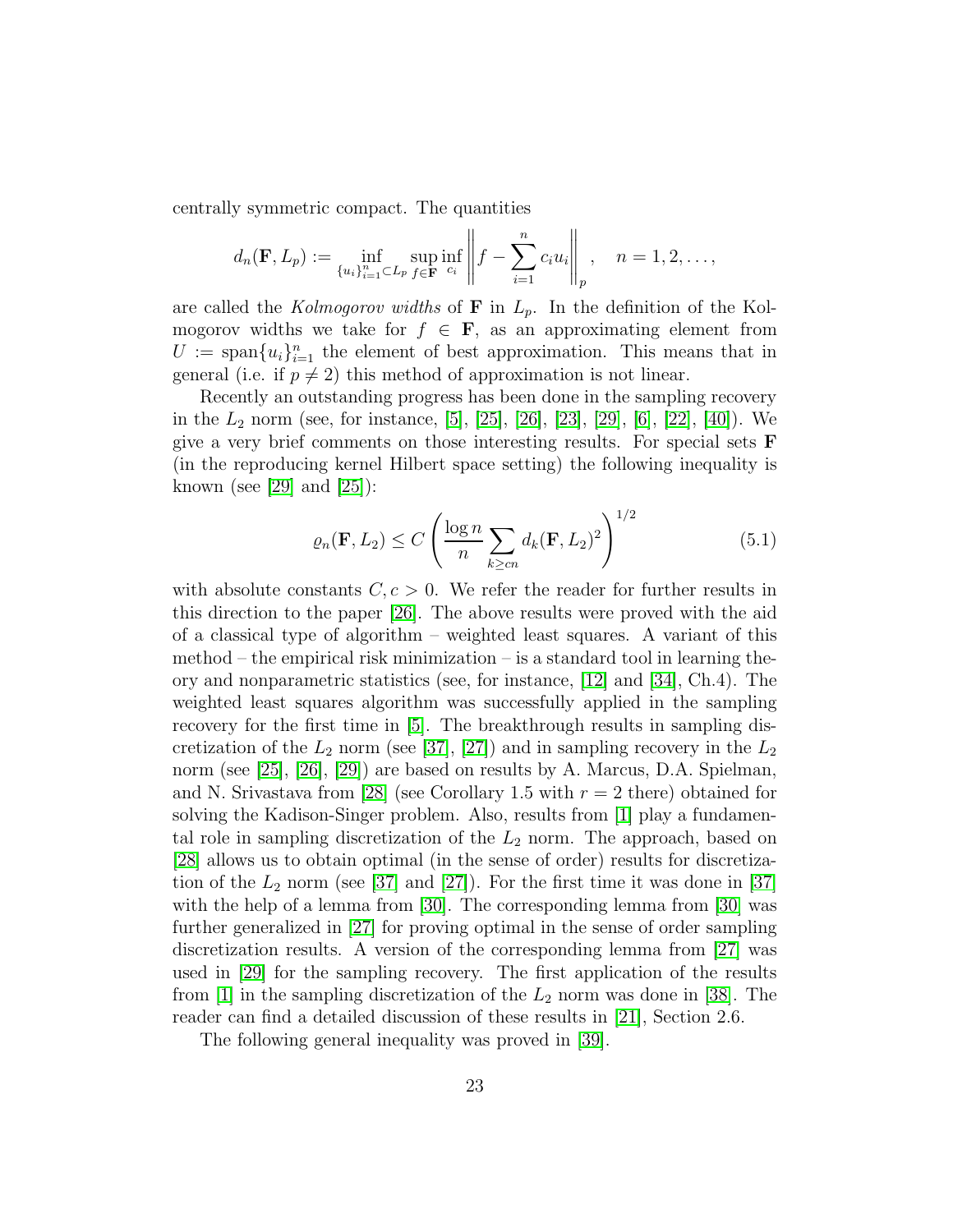centrally symmetric compact. The quantities

$$d_n(\mathbf{F}, L_p) := \inf_{\{u_i\}_{i=1}^n \subset L_p} \sup_{f\in\mathbf{F}} \inf_{c_i} \left\| f - \sum_{i=1}^{n} c_i u_i \right\|_p, \quad n = 1, 2, \dots,$$

are called the *Kolmogorov widths* of $\mathbf{F}$ in $L_p$. In the definition of the Kolmogorov widths we take for $f \in \mathbf{F}$, as an approximating element from $U := \operatorname{span}\{u_i\}_{i=1}^n$ the element of best approximation. This means that in general (i.e. if $p \neq 2$) this method of approximation is not linear.

Recently an outstanding progress has been done in the sampling recovery in the $L_2$ norm (see, for instance, [5], [25], [26], [23], [29], [6], [22], [40]). We give a very brief comments on those interesting results. For special sets $\mathbf{F}$ (in the reproducing kernel Hilbert space setting) the following inequality is known (see [29] and [25]):

$$\varrho_n(\mathbf{F}, L_2) \leq C \left( \frac{\log n}{n} \sum_{k \geq cn} d_k(\mathbf{F}, L_2)^2 \right)^{1/2} \tag{5.1}$$

with absolute constants $C, c > 0$. We refer the reader for further results in this direction to the paper [26]. The above results were proved with the aid of a classical type of algorithm – weighted least squares. A variant of this method – the empirical risk minimization – is a standard tool in learning theory and nonparametric statistics (see, for instance, [12] and [34], Ch.4). The weighted least squares algorithm was successfully applied in the sampling recovery for the first time in [5]. The breakthrough results in sampling discretization of the $L_2$ norm (see [37], [27]) and in sampling recovery in the $L_2$ norm (see [25], [26], [29]) are based on results by A. Marcus, D.A. Spielman, and N. Srivastava from [28] (see Corollary 1.5 with $r = 2$ there) obtained for solving the Kadison-Singer problem. Also, results from [1] play a fundamental role in sampling discretization of the $L_2$ norm. The approach, based on [28] allows us to obtain optimal (in the sense of order) results for discretization of the $L_2$ norm (see [37] and [27]). For the first time it was done in [37] with the help of a lemma from [30]. The corresponding lemma from [30] was further generalized in [27] for proving optimal in the sense of order sampling discretization results. A version of the corresponding lemma from [27] was used in [29] for the sampling recovery. The first application of the results from [1] in the sampling discretization of the $L_2$ norm was done in [38]. The reader can find a detailed discussion of these results in [21], Section 2.6.

The following general inequality was proved in [39].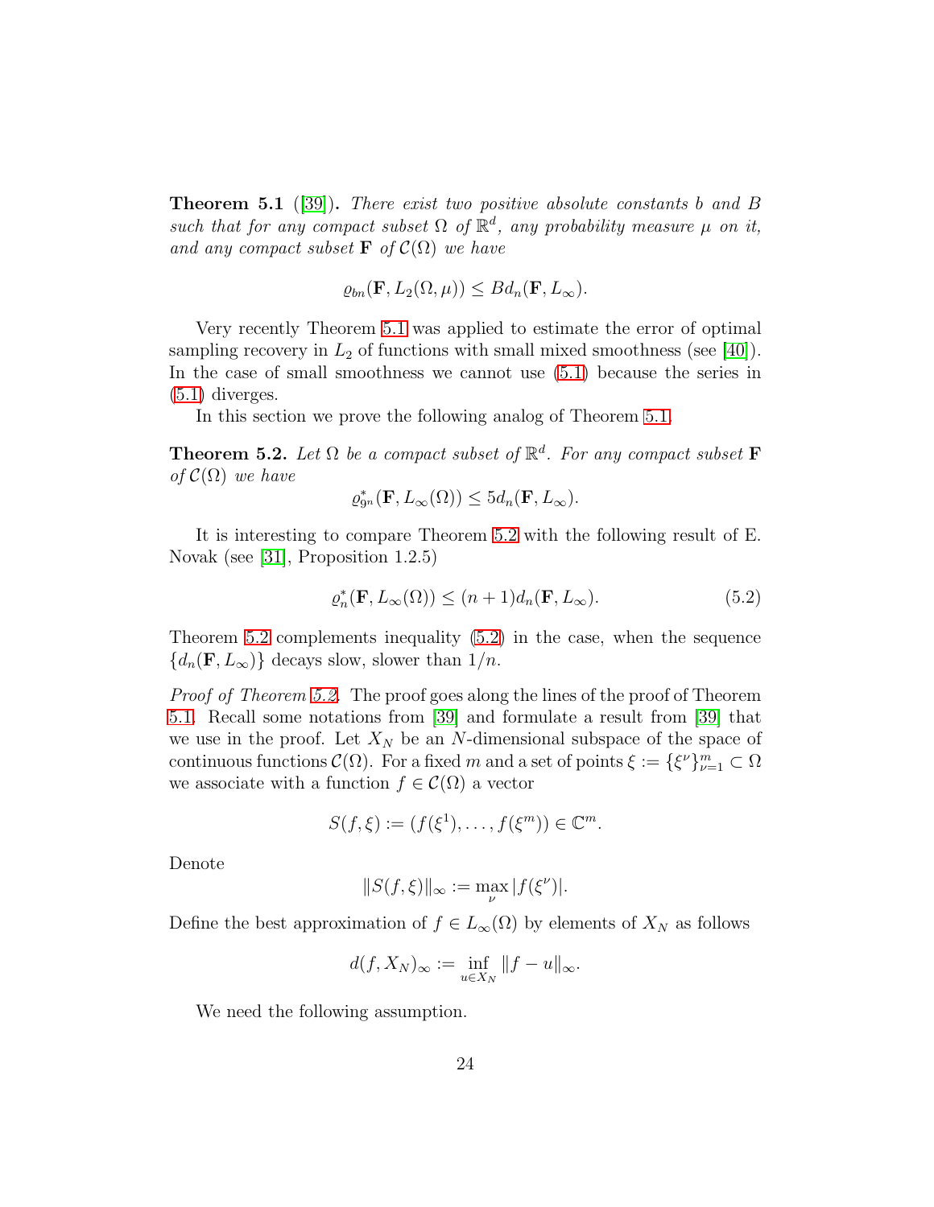**Theorem 5.1** ([39]). *There exist two positive absolute constants $b$ and $B$ such that for any compact subset $\Omega$ of $\mathbb{R}^d$, any probability measure $\mu$ on it, and any compact subset $\mathbf{F}$ of $\mathcal{C}(\Omega)$ we have*

$$\varrho_{bn}(\mathbf{F}, L_2(\Omega, \mu)) \leq B d_n(\mathbf{F}, L_\infty).$$

Very recently Theorem 5.1 was applied to estimate the error of optimal sampling recovery in $L_2$ of functions with small mixed smoothness (see [40]). In the case of small smoothness we cannot use (5.1) because the series in (5.1) diverges.

In this section we prove the following analog of Theorem 5.1.

**Theorem 5.2.** *Let $\Omega$ be a compact subset of $\mathbb{R}^d$. For any compact subset $\mathbf{F}$ of $\mathcal{C}(\Omega)$ we have*

$$\varrho^*_{9^n}(\mathbf{F}, L_\infty(\Omega)) \leq 5 d_n(\mathbf{F}, L_\infty).$$

It is interesting to compare Theorem 5.2 with the following result of E. Novak (see [31], Proposition 1.2.5)

$$\varrho^*_n(\mathbf{F}, L_\infty(\Omega)) \leq (n+1) d_n(\mathbf{F}, L_\infty). \tag{5.2}$$

Theorem 5.2 complements inequality (5.2) in the case, when the sequence $\{d_n(\mathbf{F}, L_\infty)\}$ decays slow, slower than $1/n$.

*Proof of Theorem 5.2.* The proof goes along the lines of the proof of Theorem 5.1. Recall some notations from [39] and formulate a result from [39] that we use in the proof. Let $X_N$ be an $N$-dimensional subspace of the space of continuous functions $\mathcal{C}(\Omega)$. For a fixed $m$ and a set of points $\xi := \{\xi^\nu\}_{\nu=1}^m \subset \Omega$ we associate with a function $f \in \mathcal{C}(\Omega)$ a vector

$$S(f, \xi) := (f(\xi^1), \dots, f(\xi^m)) \in \mathbb{C}^m.$$

Denote

$$\|S(f, \xi)\|_\infty := \max_\nu |f(\xi^\nu)|.$$

Define the best approximation of $f \in L_\infty(\Omega)$ by elements of $X_N$ as follows

$$d(f, X_N)_\infty := \inf_{u \in X_N} \|f - u\|_\infty.$$

We need the following assumption.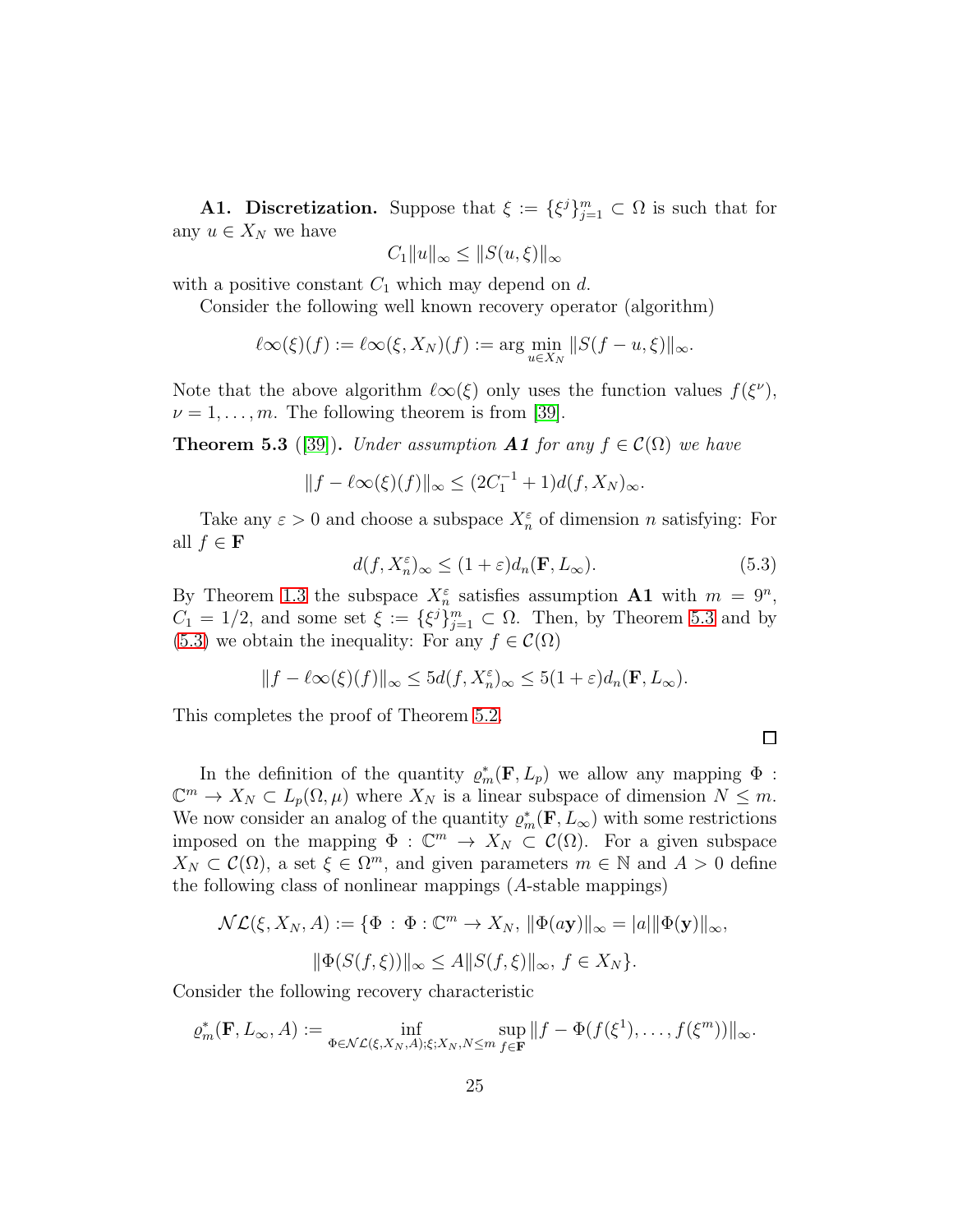**A1. Discretization.** Suppose that $\xi := \{\xi^j\}_{j=1}^m \subset \Omega$ is such that for any $u \in X_N$ we have

$$C_1\|u\|_\infty \le \|S(u,\xi)\|_\infty$$

with a positive constant $C_1$ which may depend on $d$.

Consider the following well known recovery operator (algorithm)

$$\ell\infty(\xi)(f) := \ell\infty(\xi, X_N)(f) := \arg\min_{u\in X_N} \|S(f-u,\xi)\|_\infty.$$

Note that the above algorithm $\ell\infty(\xi)$ only uses the function values $f(\xi^\nu)$, $\nu = 1,\dots,m$. The following theorem is from [39].

**Theorem 5.3** ([39]). *Under assumption **A1** for any $f \in \mathcal{C}(\Omega)$ we have*

$$\|f - \ell\infty(\xi)(f)\|_\infty \le (2C_1^{-1}+1)d(f,X_N)_\infty.$$

Take any $\varepsilon > 0$ and choose a subspace $X_n^\varepsilon$ of dimension $n$ satisfying: For all $f \in \mathbf{F}$

$$d(f,X_n^\varepsilon)_\infty \le (1+\varepsilon)d_n(\mathbf{F},L_\infty). \tag{5.3}$$

By Theorem 1.3 the subspace $X_n^\varepsilon$ satisfies assumption **A1** with $m = 9^n$, $C_1 = 1/2$, and some set $\xi := \{\xi^j\}_{j=1}^m \subset \Omega$. Then, by Theorem 5.3 and by (5.3) we obtain the inequality: For any $f \in \mathcal{C}(\Omega)$

$$\|f - \ell\infty(\xi)(f)\|_\infty \le 5d(f,X_n^\varepsilon)_\infty \le 5(1+\varepsilon)d_n(\mathbf{F},L_\infty).$$

This completes the proof of Theorem 5.2.

$\square$

In the definition of the quantity $\varrho_m^*(\mathbf{F},L_p)$ we allow any mapping $\Phi : \mathbb{C}^m \to X_N \subset L_p(\Omega,\mu)$ where $X_N$ is a linear subspace of dimension $N \le m$. We now consider an analog of the quantity $\varrho_m^*(\mathbf{F},L_\infty)$ with some restrictions imposed on the mapping $\Phi : \mathbb{C}^m \to X_N \subset \mathcal{C}(\Omega)$. For a given subspace $X_N \subset \mathcal{C}(\Omega)$, a set $\xi \in \Omega^m$, and given parameters $m \in \mathbb{N}$ and $A > 0$ define the following class of nonlinear mappings ($A$-stable mappings)

$$\mathcal{NL}(\xi, X_N, A) := \{\Phi\, :\, \Phi : \mathbb{C}^m \to X_N,\ \|\Phi(a\mathbf{y})\|_\infty = |a|\|\Phi(\mathbf{y})\|_\infty,$$

$$\|\Phi(S(f,\xi))\|_\infty \le A\|S(f,\xi)\|_\infty,\ f \in X_N\}.$$

Consider the following recovery characteristic

$$\varrho_m^*(\mathbf{F},L_\infty,A) := \inf_{\Phi\in\mathcal{NL}(\xi,X_N,A);\xi;X_N,N\le m}\ \sup_{f\in\mathbf{F}} \|f - \Phi(f(\xi^1),\dots,f(\xi^m))\|_\infty.$$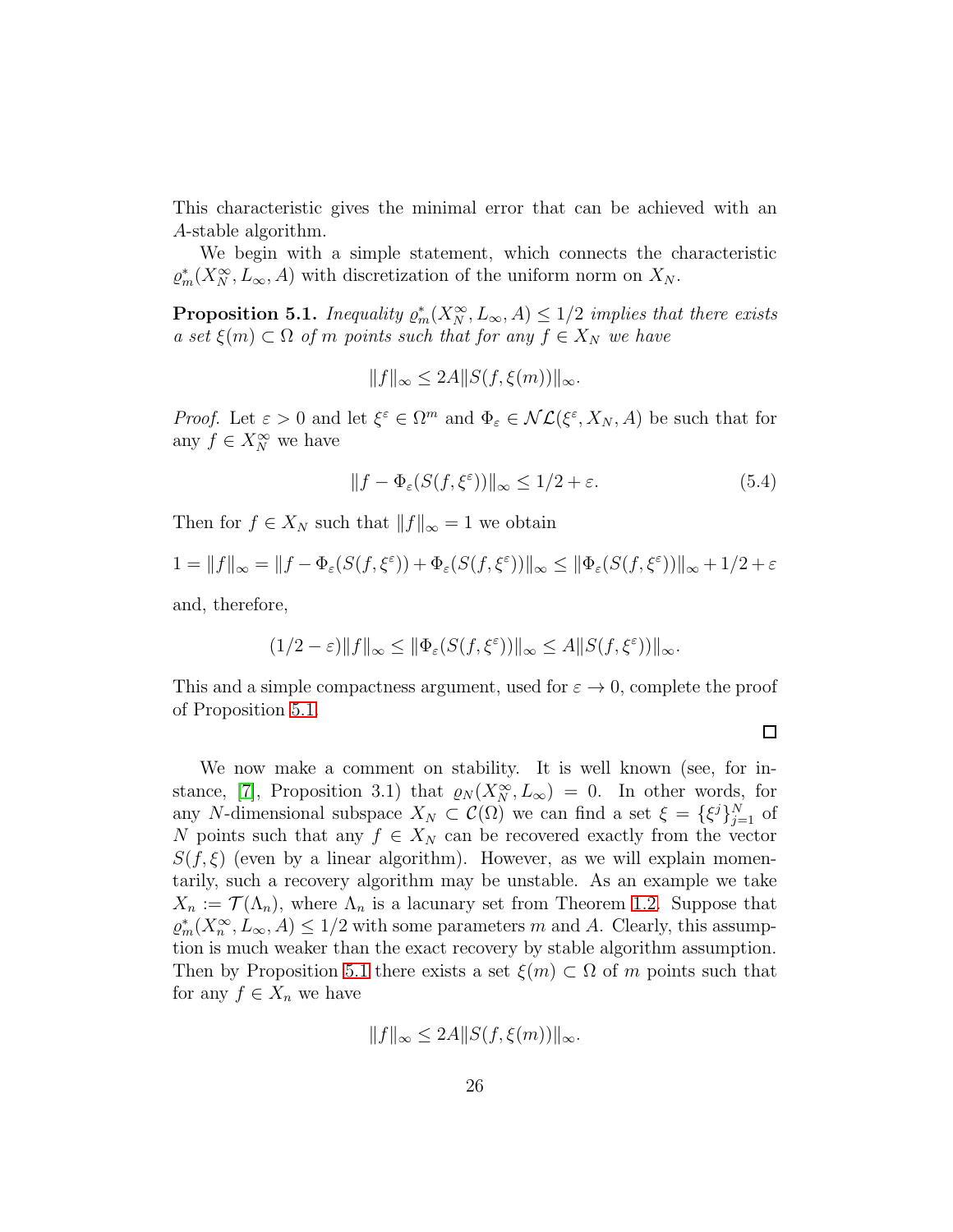This characteristic gives the minimal error that can be achieved with an $A$-stable algorithm.

We begin with a simple statement, which connects the characteristic $\varrho^*_m(X^\infty_N, L_\infty, A)$ with discretization of the uniform norm on $X_N$.

**Proposition 5.1.** *Inequality $\varrho^*_m(X^\infty_N, L_\infty, A) \le 1/2$ implies that there exists a set $\xi(m) \subset \Omega$ of $m$ points such that for any $f \in X_N$ we have*

$$\|f\|_\infty \le 2A\|S(f, \xi(m))\|_\infty.$$

*Proof.* Let $\varepsilon > 0$ and let $\xi^\varepsilon \in \Omega^m$ and $\Phi_\varepsilon \in \mathcal{NL}(\xi^\varepsilon, X_N, A)$ be such that for any $f \in X^\infty_N$ we have

$$\|f - \Phi_\varepsilon(S(f, \xi^\varepsilon))\|_\infty \le 1/2 + \varepsilon. \tag{5.4}$$

Then for $f \in X_N$ such that $\|f\|_\infty = 1$ we obtain

$$1 = \|f\|_\infty = \|f - \Phi_\varepsilon(S(f, \xi^\varepsilon)) + \Phi_\varepsilon(S(f, \xi^\varepsilon))\|_\infty \le \|\Phi_\varepsilon(S(f, \xi^\varepsilon))\|_\infty + 1/2 + \varepsilon$$

and, therefore,

$$(1/2 - \varepsilon)\|f\|_\infty \le \|\Phi_\varepsilon(S(f, \xi^\varepsilon))\|_\infty \le A\|S(f, \xi^\varepsilon)\|_\infty.$$

This and a simple compactness argument, used for $\varepsilon \to 0$, complete the proof of Proposition 5.1.

□

We now make a comment on stability. It is well known (see, for instance, [7], Proposition 3.1) that $\varrho_N(X^\infty_N, L_\infty) = 0$. In other words, for any $N$-dimensional subspace $X_N \subset \mathcal{C}(\Omega)$ we can find a set $\xi = \{\xi^j\}_{j=1}^N$ of $N$ points such that any $f \in X_N$ can be recovered exactly from the vector $S(f, \xi)$ (even by a linear algorithm). However, as we will explain momentarily, such a recovery algorithm may be unstable. As an example we take $X_n := \mathcal{T}(\Lambda_n)$, where $\Lambda_n$ is a lacunary set from Theorem 1.2. Suppose that $\varrho^*_m(X^\infty_n, L_\infty, A) \le 1/2$ with some parameters $m$ and $A$. Clearly, this assumption is much weaker than the exact recovery by stable algorithm assumption. Then by Proposition 5.1 there exists a set $\xi(m) \subset \Omega$ of $m$ points such that for any $f \in X_n$ we have

$$\|f\|_\infty \le 2A\|S(f, \xi(m))\|_\infty.$$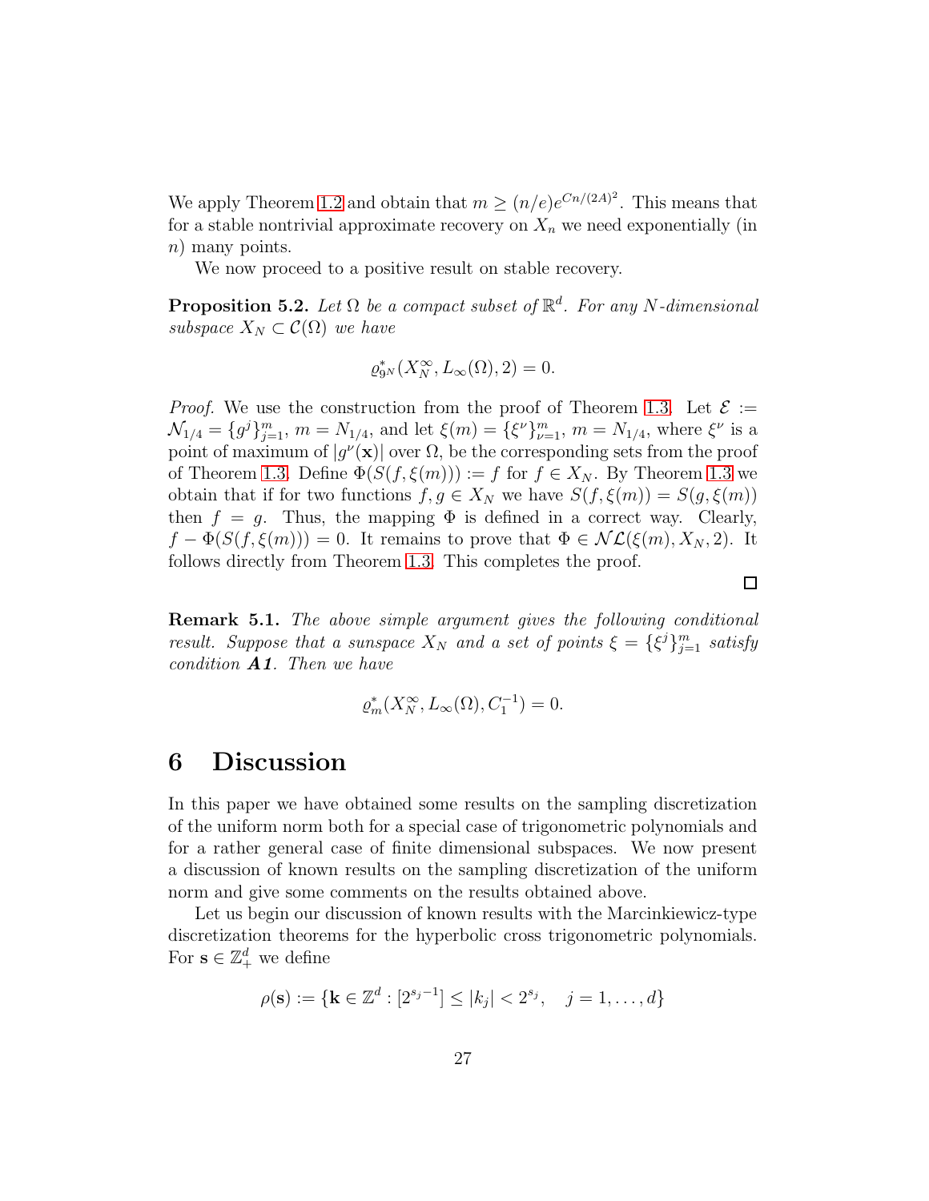We apply Theorem 1.2 and obtain that $m \geq (n/e)e^{Cn/(2A)^2}$. This means that for a stable nontrivial approximate recovery on $X_n$ we need exponentially (in $n$) many points.

We now proceed to a positive result on stable recovery.

**Proposition 5.2.** *Let $\Omega$ be a compact subset of $\mathbb{R}^d$. For any $N$-dimensional subspace $X_N \subset \mathcal{C}(\Omega)$ we have*

$$\varrho^*_{9^N}(X_N^\infty, L_\infty(\Omega), 2) = 0.$$

*Proof.* We use the construction from the proof of Theorem 1.3. Let $\mathcal{E} := \mathcal{N}_{1/4} = \{g^j\}_{j=1}^m$, $m = N_{1/4}$, and let $\xi(m) = \{\xi^\nu\}_{\nu=1}^m$, $m = N_{1/4}$, where $\xi^\nu$ is a point of maximum of $|g^\nu(\mathbf{x})|$ over $\Omega$, be the corresponding sets from the proof of Theorem 1.3. Define $\Phi(S(f,\xi(m))) := f$ for $f \in X_N$. By Theorem 1.3 we obtain that if for two functions $f, g \in X_N$ we have $S(f,\xi(m)) = S(g,\xi(m))$ then $f = g$. Thus, the mapping $\Phi$ is defined in a correct way. Clearly, $f - \Phi(S(f,\xi(m))) = 0$. It remains to prove that $\Phi \in \mathcal{NL}(\xi(m), X_N, 2)$. It follows directly from Theorem 1.3. This completes the proof.

$\square$

**Remark 5.1.** *The above simple argument gives the following conditional result. Suppose that a sunspace $X_N$ and a set of points $\xi = \{\xi^j\}_{j=1}^m$ satisfy condition **A1**. Then we have*

$$\varrho^*_m(X_N^\infty, L_\infty(\Omega), C_1^{-1}) = 0.$$

# 6 Discussion

In this paper we have obtained some results on the sampling discretization of the uniform norm both for a special case of trigonometric polynomials and for a rather general case of finite dimensional subspaces. We now present a discussion of known results on the sampling discretization of the uniform norm and give some comments on the results obtained above.

Let us begin our discussion of known results with the Marcinkiewicz-type discretization theorems for the hyperbolic cross trigonometric polynomials. For $\mathbf{s} \in \mathbb{Z}^d_+$ we define

$$\rho(\mathbf{s}) := \{\mathbf{k} \in \mathbb{Z}^d : [2^{s_j-1}] \leq |k_j| < 2^{s_j}, \quad j = 1, \dots, d\}$$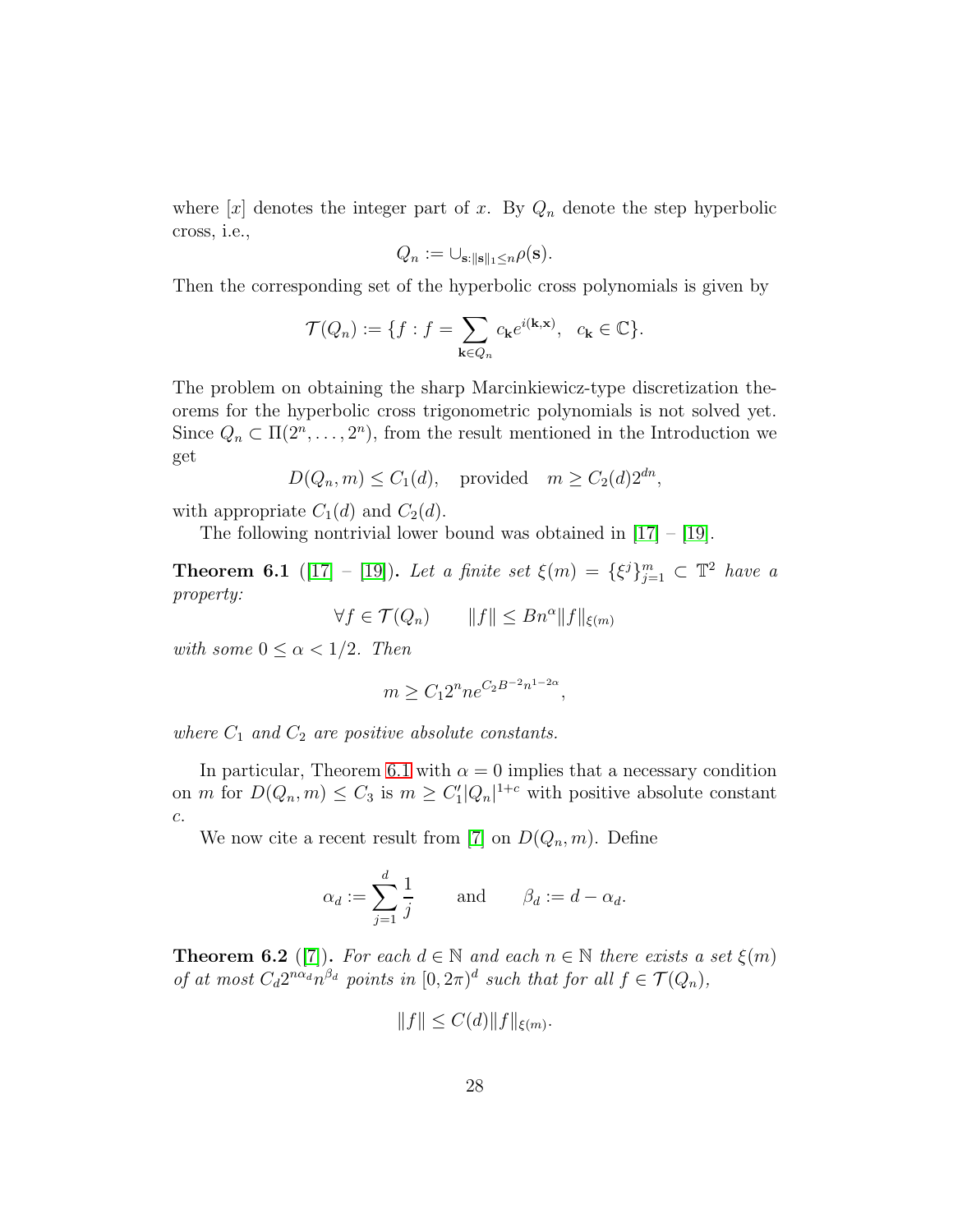where $[x]$ denotes the integer part of $x$. By $Q_n$ denote the step hyperbolic cross, i.e.,

$$Q_n := \cup_{\mathbf{s}:\|\mathbf{s}\|_1\le n}\rho(\mathbf{s}).$$

Then the corresponding set of the hyperbolic cross polynomials is given by

$$\mathcal{T}(Q_n) := \{f : f = \sum_{\mathbf{k}\in Q_n} c_{\mathbf{k}} e^{i(\mathbf{k},\mathbf{x})},\quad c_{\mathbf{k}} \in \mathbb{C}\}.$$

The problem on obtaining the sharp Marcinkiewicz-type discretization theorems for the hyperbolic cross trigonometric polynomials is not solved yet. Since $Q_n \subset \Pi(2^n,\dots,2^n)$, from the result mentioned in the Introduction we get

$$D(Q_n,m) \le C_1(d), \quad \text{provided} \quad m \ge C_2(d)2^{dn},$$

with appropriate $C_1(d)$ and $C_2(d)$.

The following nontrivial lower bound was obtained in [17] – [19].

**Theorem 6.1** ([17] – [19]). *Let a finite set $\xi(m) = \{\xi^j\}_{j=1}^m \subset \mathbb{T}^2$ have a property:*

$$\forall f \in \mathcal{T}(Q_n) \qquad \|f\| \le Bn^{\alpha}\|f\|_{\xi(m)}$$

*with some $0 \le \alpha < 1/2$. Then*

$$m \ge C_1 2^n n e^{C_2 B^{-2} n^{1-2\alpha}},$$

*where $C_1$ and $C_2$ are positive absolute constants.*

In particular, Theorem 6.1 with $\alpha = 0$ implies that a necessary condition on $m$ for $D(Q_n,m) \le C_3$ is $m \ge C_1'|Q_n|^{1+c}$ with positive absolute constant $c$.

We now cite a recent result from [7] on $D(Q_n,m)$. Define

$$\alpha_d := \sum_{j=1}^{d}\frac{1}{j} \qquad \text{and} \qquad \beta_d := d - \alpha_d.$$

**Theorem 6.2** ([7]). *For each $d \in \mathbb{N}$ and each $n \in \mathbb{N}$ there exists a set $\xi(m)$ of at most $C_d 2^{n\alpha_d} n^{\beta_d}$ points in $[0,2\pi)^d$ such that for all $f \in \mathcal{T}(Q_n)$,*

$$\|f\| \le C(d)\|f\|_{\xi(m)}.$$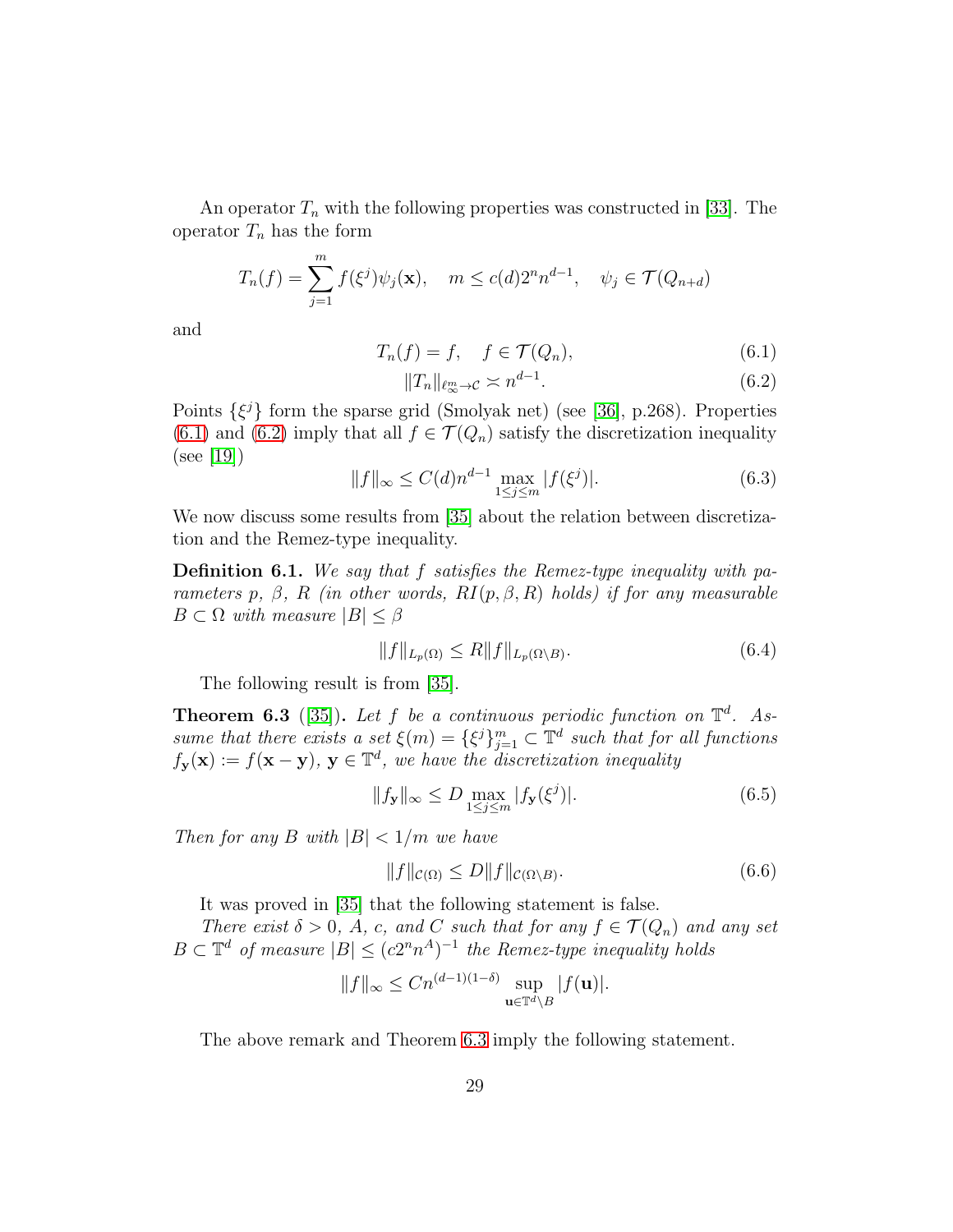An operator $T_n$ with the following properties was constructed in [33]. The operator $T_n$ has the form

$$T_n(f) = \sum_{j=1}^{m} f(\xi^j)\psi_j(\mathbf{x}), \quad m \le c(d)2^n n^{d-1}, \quad \psi_j \in \mathcal{T}(Q_{n+d})$$

and

$$T_n(f) = f, \quad f \in \mathcal{T}(Q_n), \tag{6.1}$$

$$\|T_n\|_{\ell_\infty^m \to \mathcal{C}} \asymp n^{d-1}. \tag{6.2}$$

Points $\{\xi^j\}$ form the sparse grid (Smolyak net) (see [36], p.268). Properties (6.1) and (6.2) imply that all $f \in \mathcal{T}(Q_n)$ satisfy the discretization inequality (see [19])

$$\|f\|_\infty \le C(d) n^{d-1} \max_{1\le j\le m} |f(\xi^j)|. \tag{6.3}$$

We now discuss some results from [35] about the relation between discretization and the Remez-type inequality.

**Definition 6.1.** *We say that $f$ satisfies the Remez-type inequality with parameters $p$, $\beta$, $R$ (in other words, $RI(p,\beta,R)$ holds) if for any measurable $B \subset \Omega$ with measure $|B| \le \beta$*

$$\|f\|_{L_p(\Omega)} \le R\|f\|_{L_p(\Omega\setminus B)}. \tag{6.4}$$

The following result is from [35].

**Theorem 6.3** ([35])**.** *Let $f$ be a continuous periodic function on $\mathbb{T}^d$. Assume that there exists a set $\xi(m) = \{\xi^j\}_{j=1}^m \subset \mathbb{T}^d$ such that for all functions $f_{\mathbf{y}}(\mathbf{x}) := f(\mathbf{x}-\mathbf{y})$, $\mathbf{y} \in \mathbb{T}^d$, we have the discretization inequality*

$$\|f_{\mathbf{y}}\|_\infty \le D \max_{1\le j\le m} |f_{\mathbf{y}}(\xi^j)|. \tag{6.5}$$

*Then for any $B$ with $|B| < 1/m$ we have*

$$\|f\|_{\mathcal{C}(\Omega)} \le D\|f\|_{\mathcal{C}(\Omega\setminus B)}. \tag{6.6}$$

It was proved in [35] that the following statement is false.

*There exist $\delta > 0$, $A$, $c$, and $C$ such that for any $f \in \mathcal{T}(Q_n)$ and any set $B \subset \mathbb{T}^d$ of measure $|B| \le (c2^n n^A)^{-1}$ the Remez-type inequality holds*

$$\|f\|_\infty \le C n^{(d-1)(1-\delta)} \sup_{\mathbf{u}\in\mathbb{T}^d\setminus B} |f(\mathbf{u})|.$$

The above remark and Theorem 6.3 imply the following statement.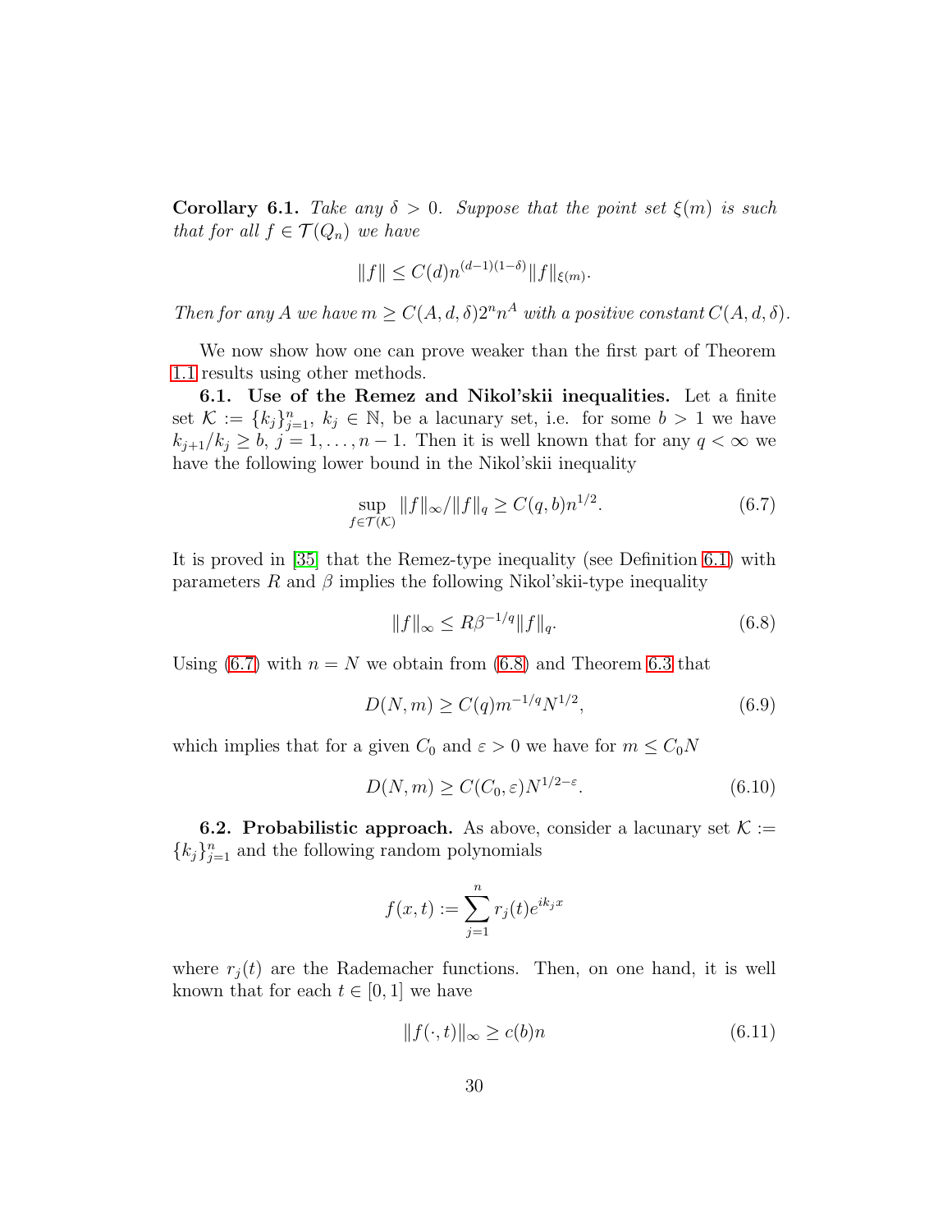**Corollary 6.1.** *Take any $\delta > 0$. Suppose that the point set $\xi(m)$ is such that for all $f \in \mathcal{T}(Q_n)$ we have*

$$\|f\| \le C(d) n^{(d-1)(1-\delta)} \|f\|_{\xi(m)}.$$

*Then for any $A$ we have $m \ge C(A,d,\delta)2^n n^A$ with a positive constant $C(A,d,\delta)$.*

We now show how one can prove weaker than the first part of Theorem 1.1 results using other methods.

**6.1. Use of the Remez and Nikol'skii inequalities.** Let a finite set $\mathcal{K} := \{k_j\}_{j=1}^n$, $k_j \in \mathbb{N}$, be a lacunary set, i.e. for some $b > 1$ we have $k_{j+1}/k_j \ge b$, $j = 1, \dots, n-1$. Then it is well known that for any $q < \infty$ we have the following lower bound in the Nikol'skii inequality

$$\sup_{f \in \mathcal{T}(\mathcal{K})} \|f\|_\infty / \|f\|_q \ge C(q,b) n^{1/2}. \tag{6.7}$$

It is proved in [35] that the Remez-type inequality (see Definition 6.1) with parameters $R$ and $\beta$ implies the following Nikol'skii-type inequality

$$\|f\|_\infty \le R\beta^{-1/q} \|f\|_q. \tag{6.8}$$

Using (6.7) with $n = N$ we obtain from (6.8) and Theorem 6.3 that

$$D(N,m) \ge C(q) m^{-1/q} N^{1/2}, \tag{6.9}$$

which implies that for a given $C_0$ and $\varepsilon > 0$ we have for $m \le C_0 N$

$$D(N,m) \ge C(C_0,\varepsilon) N^{1/2-\varepsilon}. \tag{6.10}$$

**6.2. Probabilistic approach.** As above, consider a lacunary set $\mathcal{K} := \{k_j\}_{j=1}^n$ and the following random polynomials

$$f(x,t) := \sum_{j=1}^n r_j(t) e^{ik_j x}$$

where $r_j(t)$ are the Rademacher functions. Then, on one hand, it is well known that for each $t \in [0,1]$ we have

$$\|f(\cdot,t)\|_\infty \ge c(b) n \tag{6.11}$$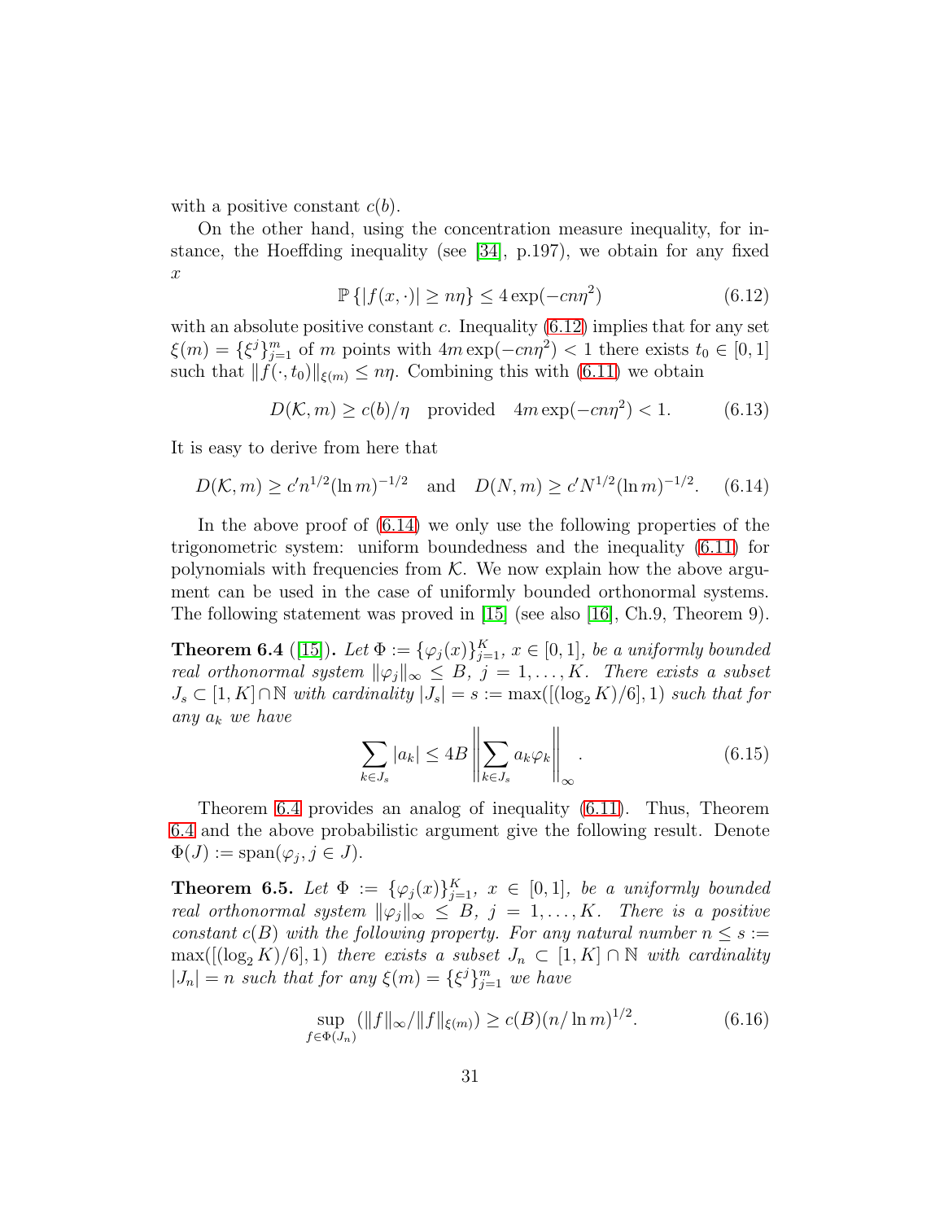with a positive constant $c(b)$.

On the other hand, using the concentration measure inequality, for instance, the Hoeffding inequality (see [34], p.197), we obtain for any fixed $x$

$$\mathbb{P}\{|f(x,\cdot)| \geq n\eta\} \leq 4\exp(-cn\eta^2) \tag{6.12}$$

with an absolute positive constant $c$. Inequality (6.12) implies that for any set $\xi(m) = \{\xi^j\}_{j=1}^m$ of $m$ points with $4m\exp(-cn\eta^2) < 1$ there exists $t_0 \in [0,1]$ such that $\|f(\cdot, t_0)\|_{\xi(m)} \leq n\eta$. Combining this with (6.11) we obtain

$$D(\mathcal{K}, m) \geq c(b)/\eta \quad \text{provided} \quad 4m\exp(-cn\eta^2) < 1. \tag{6.13}$$

It is easy to derive from here that

$$D(\mathcal{K}, m) \geq c' n^{1/2}(\ln m)^{-1/2} \quad \text{and} \quad D(N, m) \geq c' N^{1/2}(\ln m)^{-1/2}. \tag{6.14}$$

In the above proof of (6.14) we only use the following properties of the trigonometric system: uniform boundedness and the inequality (6.11) for polynomials with frequencies from $\mathcal{K}$. We now explain how the above argument can be used in the case of uniformly bounded orthonormal systems. The following statement was proved in [15] (see also [16], Ch.9, Theorem 9).

**Theorem 6.4** ([15]). *Let $\Phi := \{\varphi_j(x)\}_{j=1}^K$, $x \in [0,1]$, be a uniformly bounded real orthonormal system $\|\varphi_j\|_\infty \leq B$, $j = 1, \dots, K$. There exists a subset $J_s \subset [1, K] \cap \mathbb{N}$ with cardinality $|J_s| = s := \max([(\log_2 K)/6], 1)$ such that for any $a_k$ we have*

$$\sum_{k \in J_s} |a_k| \leq 4B \left\| \sum_{k \in J_s} a_k \varphi_k \right\|_\infty. \tag{6.15}$$

Theorem 6.4 provides an analog of inequality (6.11). Thus, Theorem 6.4 and the above probabilistic argument give the following result. Denote $\Phi(J) := \operatorname{span}(\varphi_j, j \in J)$.

**Theorem 6.5.** *Let $\Phi := \{\varphi_j(x)\}_{j=1}^K$, $x \in [0,1]$, be a uniformly bounded real orthonormal system $\|\varphi_j\|_\infty \leq B$, $j = 1, \dots, K$. There is a positive constant $c(B)$ with the following property. For any natural number $n \leq s := \max([(\log_2 K)/6], 1)$ there exists a subset $J_n \subset [1, K] \cap \mathbb{N}$ with cardinality $|J_n| = n$ such that for any $\xi(m) = \{\xi^j\}_{j=1}^m$ we have*

$$\sup_{f \in \Phi(J_n)} (\|f\|_\infty / \|f\|_{\xi(m)}) \geq c(B)(n/\ln m)^{1/2}. \tag{6.16}$$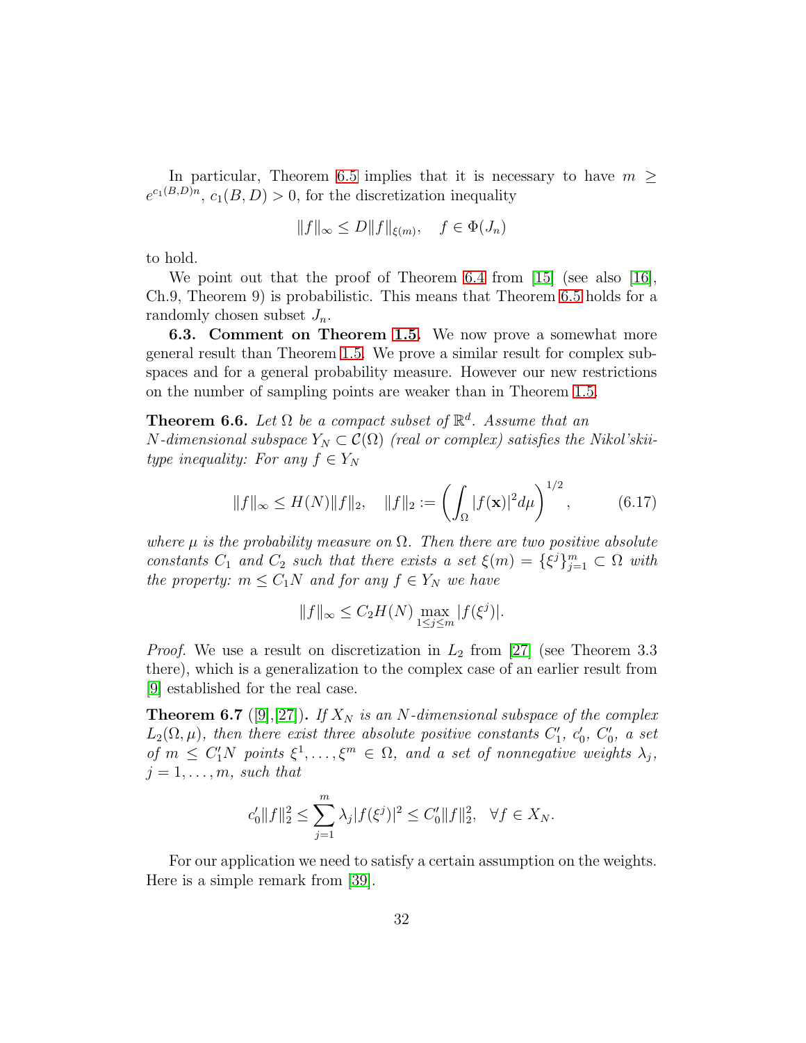In particular, Theorem 6.5 implies that it is necessary to have $m \geq e^{c_1(B,D)n}$, $c_1(B,D) > 0$, for the discretization inequality

$$\|f\|_\infty \leq D\|f\|_{\xi(m)}, \quad f \in \Phi(J_n)$$

to hold.

We point out that the proof of Theorem 6.4 from [15] (see also [16], Ch.9, Theorem 9) is probabilistic. This means that Theorem 6.5 holds for a randomly chosen subset $J_n$.

**6.3. Comment on Theorem 1.5.** We now prove a somewhat more general result than Theorem 1.5. We prove a similar result for complex subspaces and for a general probability measure. However our new restrictions on the number of sampling points are weaker than in Theorem 1.5.

**Theorem 6.6.** *Let $\Omega$ be a compact subset of $\mathbb{R}^d$. Assume that an $N$-dimensional subspace $Y_N \subset \mathcal{C}(\Omega)$ (real or complex) satisfies the Nikol'skii-type inequality: For any $f \in Y_N$*

$$\|f\|_\infty \leq H(N)\|f\|_2, \quad \|f\|_2 := \left(\int_\Omega |f(\mathbf{x})|^2 d\mu\right)^{1/2}, \tag{6.17}$$

*where $\mu$ is the probability measure on $\Omega$. Then there are two positive absolute constants $C_1$ and $C_2$ such that there exists a set $\xi(m) = \{\xi^j\}_{j=1}^m \subset \Omega$ with the property: $m \leq C_1 N$ and for any $f \in Y_N$ we have*

$$\|f\|_\infty \leq C_2 H(N) \max_{1\leq j\leq m} |f(\xi^j)|.$$

*Proof.* We use a result on discretization in $L_2$ from [27] (see Theorem 3.3 there), which is a generalization to the complex case of an earlier result from [9] established for the real case.

**Theorem 6.7** ([9],[27])**.** *If $X_N$ is an $N$-dimensional subspace of the complex $L_2(\Omega,\mu)$, then there exist three absolute positive constants $C_1'$, $c_0'$, $C_0'$, a set of $m \leq C_1'N$ points $\xi^1,\dots,\xi^m \in \Omega$, and a set of nonnegative weights $\lambda_j$, $j = 1,\dots,m$, such that*

$$c_0'\|f\|_2^2 \leq \sum_{j=1}^m \lambda_j |f(\xi^j)|^2 \leq C_0'\|f\|_2^2, \quad \forall f \in X_N.$$

For our application we need to satisfy a certain assumption on the weights. Here is a simple remark from [39].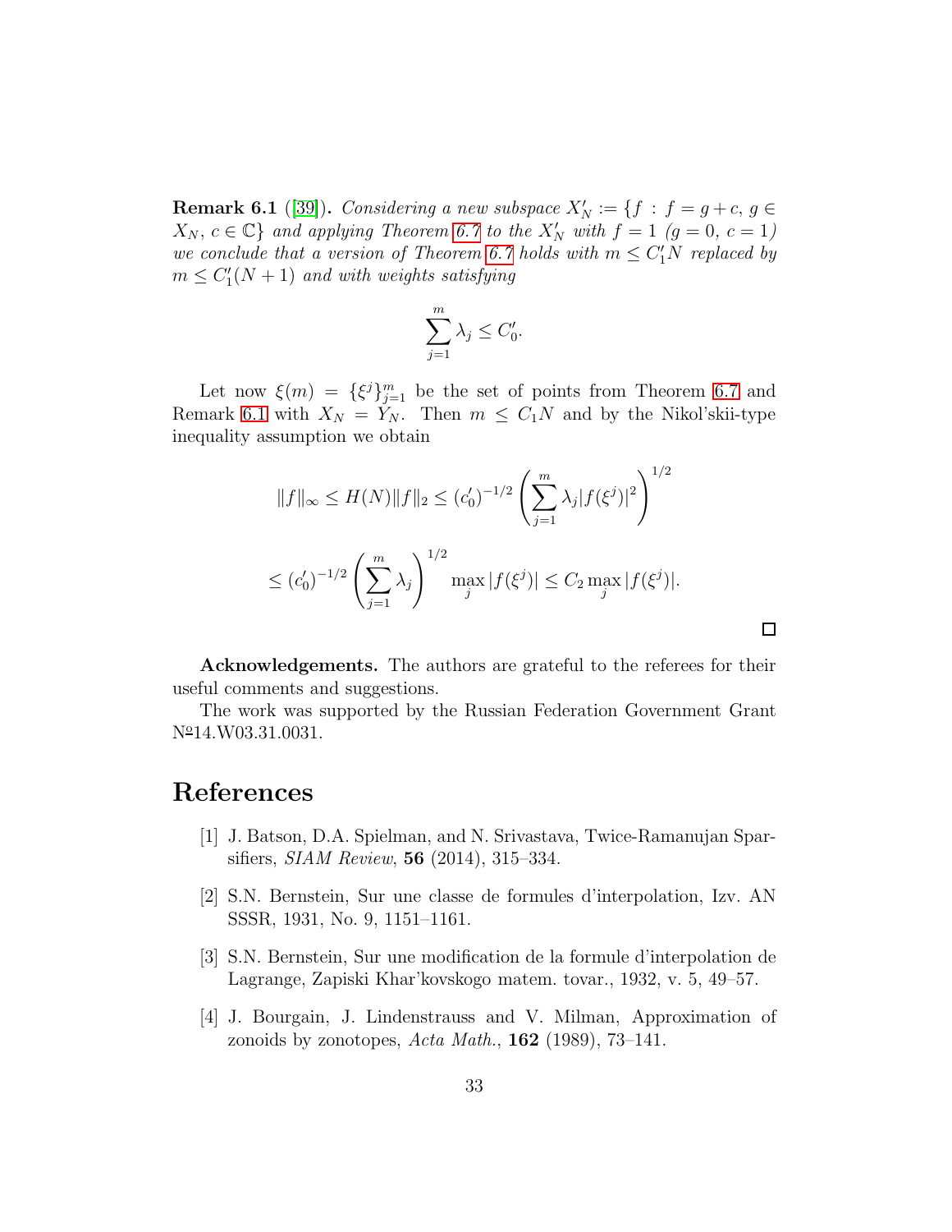**Remark 6.1** ([39]). *Considering a new subspace $X'_N := \{f : f = g + c, g \in X_N, c \in \mathbb{C}\}$ and applying Theorem 6.7 to the $X'_N$ with $f = 1$ ($g = 0$, $c = 1$) we conclude that a version of Theorem 6.7 holds with $m \le C'_1 N$ replaced by $m \le C'_1(N+1)$ and with weights satisfying*

$$\sum_{j=1}^{m} \lambda_j \le C'_0.$$

Let now $\xi(m) = \{\xi^j\}_{j=1}^m$ be the set of points from Theorem 6.7 and Remark 6.1 with $X_N = Y_N$. Then $m \le C_1 N$ and by the Nikol'skii-type inequality assumption we obtain

$$\|f\|_\infty \le H(N)\|f\|_2 \le (c'_0)^{-1/2} \left( \sum_{j=1}^{m} \lambda_j |f(\xi^j)|^2 \right)^{1/2}$$

$$\le (c'_0)^{-1/2} \left( \sum_{j=1}^{m} \lambda_j \right)^{1/2} \max_j |f(\xi^j)| \le C_2 \max_j |f(\xi^j)|.$$

□

**Acknowledgements.** The authors are grateful to the referees for their useful comments and suggestions.

The work was supported by the Russian Federation Government Grant №14.W03.31.0031.

# References

[1] J. Batson, D.A. Spielman, and N. Srivastava, Twice-Ramanujan Sparsifiers, *SIAM Review*, **56** (2014), 315–334.

[2] S.N. Bernstein, Sur une classe de formules d'interpolation, Izv. AN SSSR, 1931, No. 9, 1151–1161.

[3] S.N. Bernstein, Sur une modification de la formule d'interpolation de Lagrange, Zapiski Khar'kovskogo matem. tovar., 1932, v. 5, 49–57.

[4] J. Bourgain, J. Lindenstrauss and V. Milman, Approximation of zonoids by zonotopes, *Acta Math.*, **162** (1989), 73–141.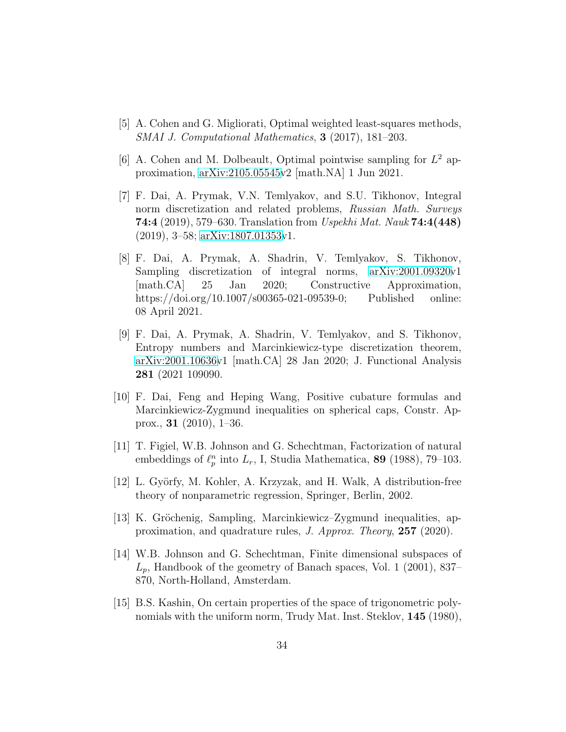[5] A. Cohen and G. Migliorati, Optimal weighted least-squares methods, *SMAI J. Computational Mathematics*, **3** (2017), 181–203.

[6] A. Cohen and M. Dolbeault, Optimal pointwise sampling for $L^2$ approximation, arXiv:2105.05545v2 [math.NA] 1 Jun 2021.

[7] F. Dai, A. Prymak, V.N. Temlyakov, and S.U. Tikhonov, Integral norm discretization and related problems, *Russian Math. Surveys* **74:4** (2019), 579–630. Translation from *Uspekhi Mat. Nauk* **74:4(448)** (2019), 3–58; arXiv:1807.01353v1.

[8] F. Dai, A. Prymak, A. Shadrin, V. Temlyakov, S. Tikhonov, Sampling discretization of integral norms, arXiv:2001.09320v1 [math.CA] 25 Jan 2020; Constructive Approximation, https://doi.org/10.1007/s00365-021-09539-0; Published online: 08 April 2021.

[9] F. Dai, A. Prymak, A. Shadrin, V. Temlyakov, and S. Tikhonov, Entropy numbers and Marcinkiewicz-type discretization theorem, arXiv:2001.10636v1 [math.CA] 28 Jan 2020; J. Functional Analysis **281** (2021 109090.

[10] F. Dai, Feng and Heping Wang, Positive cubature formulas and Marcinkiewicz-Zygmund inequalities on spherical caps, Constr. Approx., **31** (2010), 1–36.

[11] T. Figiel, W.B. Johnson and G. Schechtman, Factorization of natural embeddings of $\ell_p^n$ into $L_r$, I, Studia Mathematica, **89** (1988), 79–103.

[12] L. Györfy, M. Kohler, A. Krzyzak, and H. Walk, A distribution-free theory of nonparametric regression, Springer, Berlin, 2002.

[13] K. Gröchenig, Sampling, Marcinkiewicz–Zygmund inequalities, approximation, and quadrature rules, *J. Approx. Theory*, **257** (2020).

[14] W.B. Johnson and G. Schechtman, Finite dimensional subspaces of $L_p$, Handbook of the geometry of Banach spaces, Vol. 1 (2001), 837–870, North-Holland, Amsterdam.

[15] B.S. Kashin, On certain properties of the space of trigonometric polynomials with the uniform norm, Trudy Mat. Inst. Steklov, **145** (1980),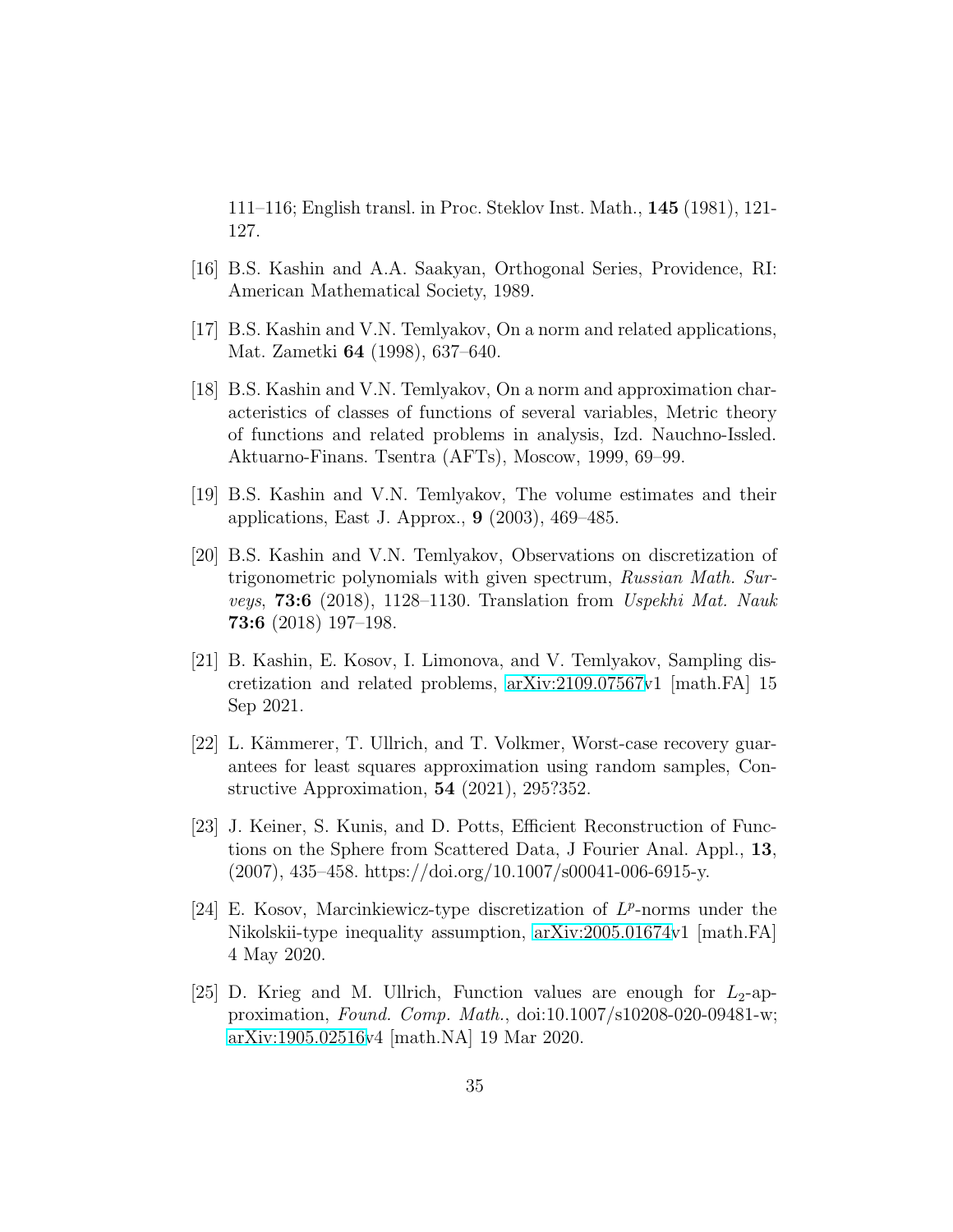111–116; English transl. in Proc. Steklov Inst. Math., **145** (1981), 121-127.

[16] B.S. Kashin and A.A. Saakyan, Orthogonal Series, Providence, RI: American Mathematical Society, 1989.

[17] B.S. Kashin and V.N. Temlyakov, On a norm and related applications, Mat. Zametki **64** (1998), 637–640.

[18] B.S. Kashin and V.N. Temlyakov, On a norm and approximation characteristics of classes of functions of several variables, Metric theory of functions and related problems in analysis, Izd. Nauchno-Issled. Aktuarno-Finans. Tsentra (AFTs), Moscow, 1999, 69–99.

[19] B.S. Kashin and V.N. Temlyakov, The volume estimates and their applications, East J. Approx., **9** (2003), 469–485.

[20] B.S. Kashin and V.N. Temlyakov, Observations on discretization of trigonometric polynomials with given spectrum, *Russian Math. Surveys*, **73:6** (2018), 1128–1130. Translation from *Uspekhi Mat. Nauk* **73:6** (2018) 197–198.

[21] B. Kashin, E. Kosov, I. Limonova, and V. Temlyakov, Sampling discretization and related problems, arXiv:2109.07567v1 [math.FA] 15 Sep 2021.

[22] L. Kämmerer, T. Ullrich, and T. Volkmer, Worst-case recovery guarantees for least squares approximation using random samples, Constructive Approximation, **54** (2021), 295?352.

[23] J. Keiner, S. Kunis, and D. Potts, Efficient Reconstruction of Functions on the Sphere from Scattered Data, J Fourier Anal. Appl., **13**, (2007), 435–458. https://doi.org/10.1007/s00041-006-6915-y.

[24] E. Kosov, Marcinkiewicz-type discretization of $L^p$-norms under the Nikolskii-type inequality assumption, arXiv:2005.01674v1 [math.FA] 4 May 2020.

[25] D. Krieg and M. Ullrich, Function values are enough for $L_2$-approximation, *Found. Comp. Math.*, doi:10.1007/s10208-020-09481-w; arXiv:1905.02516v4 [math.NA] 19 Mar 2020.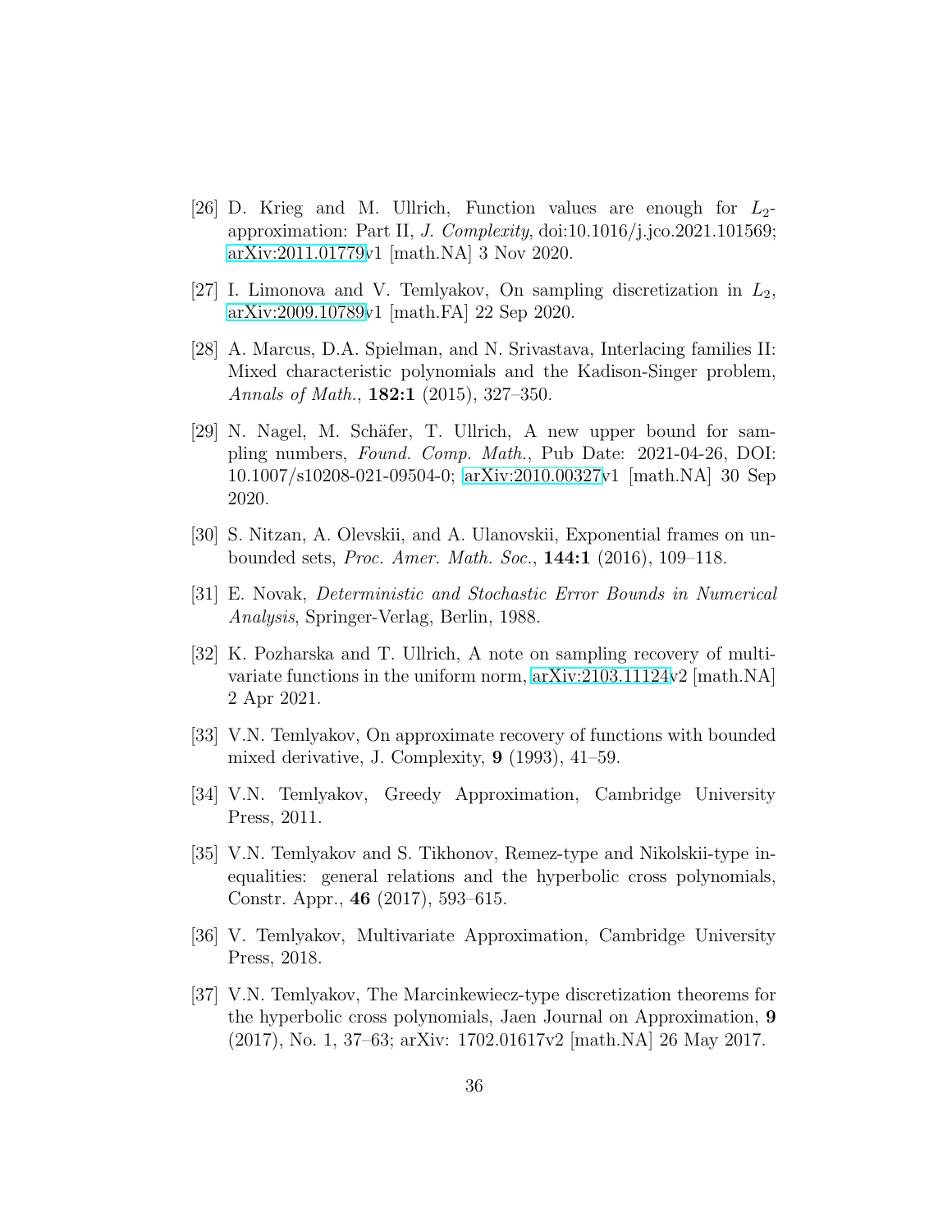[26] D. Krieg and M. Ullrich, Function values are enough for $L_2$-approximation: Part II, *J. Complexity*, doi:10.1016/j.jco.2021.101569; arXiv:2011.01779v1 [math.NA] 3 Nov 2020.

[27] I. Limonova and V. Temlyakov, On sampling discretization in $L_2$, arXiv:2009.10789v1 [math.FA] 22 Sep 2020.

[28] A. Marcus, D.A. Spielman, and N. Srivastava, Interlacing families II: Mixed characteristic polynomials and the Kadison-Singer problem, *Annals of Math.*, **182:1** (2015), 327–350.

[29] N. Nagel, M. Schäfer, T. Ullrich, A new upper bound for sampling numbers, *Found. Comp. Math.*, Pub Date: 2021-04-26, DOI: 10.1007/s10208-021-09504-0; arXiv:2010.00327v1 [math.NA] 30 Sep 2020.

[30] S. Nitzan, A. Olevskii, and A. Ulanovskii, Exponential frames on unbounded sets, *Proc. Amer. Math. Soc.*, **144:1** (2016), 109–118.

[31] E. Novak, *Deterministic and Stochastic Error Bounds in Numerical Analysis*, Springer-Verlag, Berlin, 1988.

[32] K. Pozharska and T. Ullrich, A note on sampling recovery of multivariate functions in the uniform norm, arXiv:2103.11124v2 [math.NA] 2 Apr 2021.

[33] V.N. Temlyakov, On approximate recovery of functions with bounded mixed derivative, J. Complexity, **9** (1993), 41–59.

[34] V.N. Temlyakov, Greedy Approximation, Cambridge University Press, 2011.

[35] V.N. Temlyakov and S. Tikhonov, Remez-type and Nikolskii-type inequalities: general relations and the hyperbolic cross polynomials, Constr. Appr., **46** (2017), 593–615.

[36] V. Temlyakov, Multivariate Approximation, Cambridge University Press, 2018.

[37] V.N. Temlyakov, The Marcinkewiecz-type discretization theorems for the hyperbolic cross polynomials, Jaen Journal on Approximation, **9** (2017), No. 1, 37–63; arXiv: 1702.01617v2 [math.NA] 26 May 2017.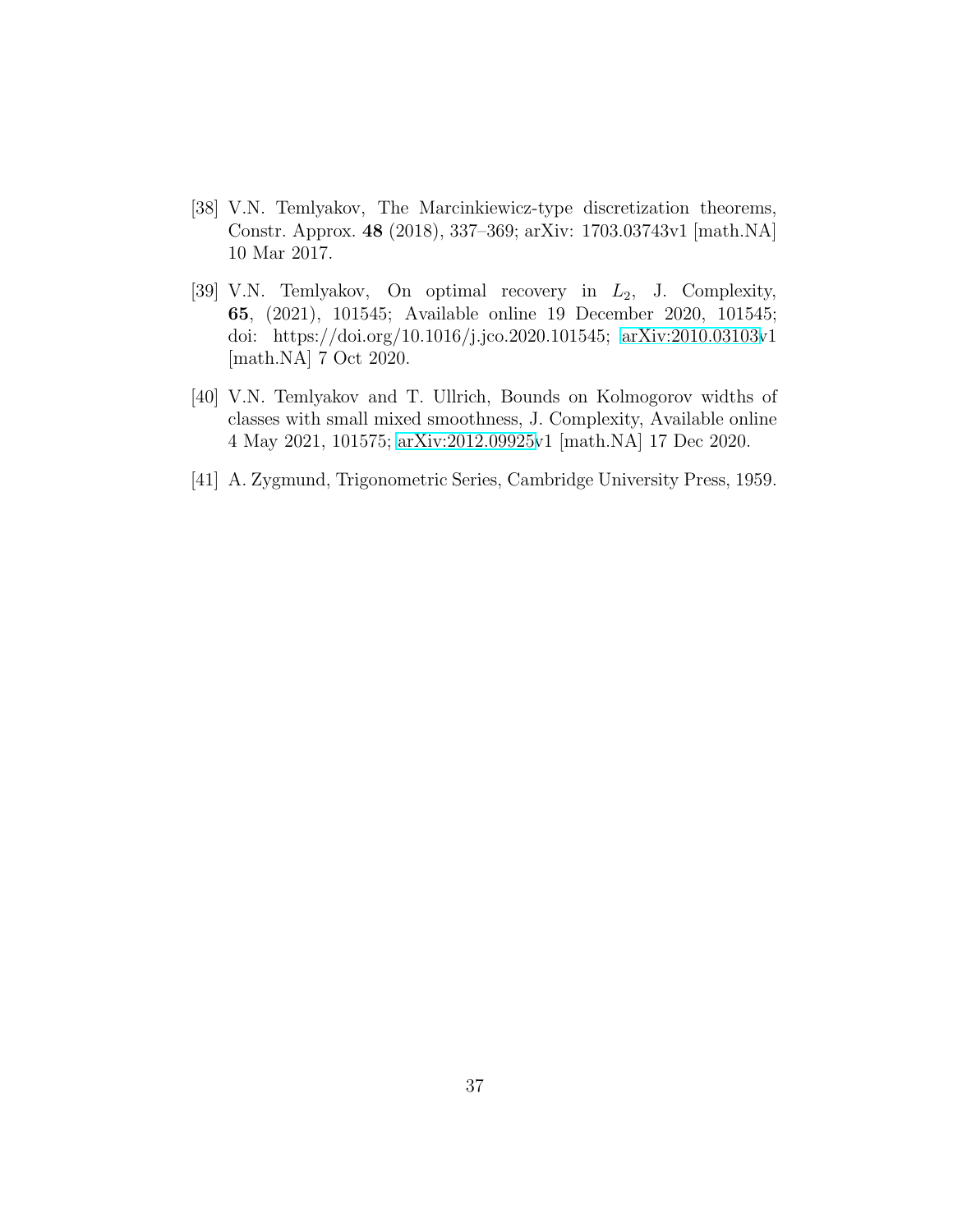[38] V.N. Temlyakov, The Marcinkiewicz-type discretization theorems, Constr. Approx. **48** (2018), 337–369; arXiv: 1703.03743v1 [math.NA] 10 Mar 2017.

[39] V.N. Temlyakov, On optimal recovery in $L_2$, J. Complexity, **65**, (2021), 101545; Available online 19 December 2020, 101545; doi: https://doi.org/10.1016/j.jco.2020.101545; arXiv:2010.03103v1 [math.NA] 7 Oct 2020.

[40] V.N. Temlyakov and T. Ullrich, Bounds on Kolmogorov widths of classes with small mixed smoothness, J. Complexity, Available online 4 May 2021, 101575; arXiv:2012.09925v1 [math.NA] 17 Dec 2020.

[41] A. Zygmund, Trigonometric Series, Cambridge University Press, 1959.